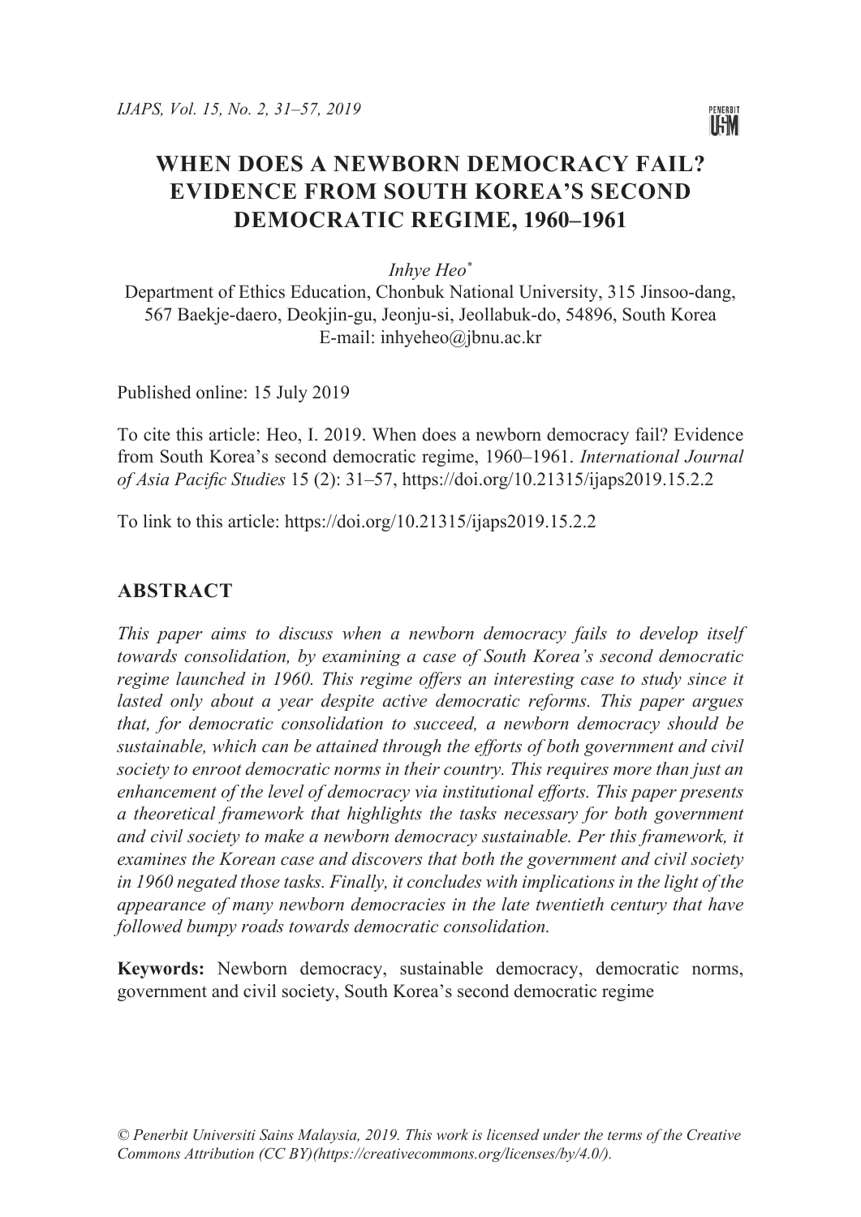# WHEN DOES A NEWBORN DEMOCRACY FAIL? EVIDENCE FROM SOUTH KOREA'S SECOND DEMOCRATIC REGIME, 1960–1961

*Inhye Heo*[*]

Department of Ethics Education, Chonbuk National University, 315 Jinsoo-dang, 567 Baekje-daero, Deokjin-gu, Jeonju-si, Jeollabuk-do, 54896, South Korea
E-mail: inhyeheo@jbnu.ac.kr

Published online: 15 July 2019

To cite this article: Heo, I. 2019. When does a newborn democracy fail? Evidence from South Korea's second democratic regime, 1960–1961. *International Journal of Asia Pacific Studies* 15 (2): 31–57, https://doi.org/10.21315/ijaps2019.15.2.2

To link to this article: https://doi.org/10.21315/ijaps2019.15.2.2

## ABSTRACT

*This paper aims to discuss when a newborn democracy fails to develop itself towards consolidation, by examining a case of South Korea's second democratic regime launched in 1960. This regime offers an interesting case to study since it lasted only about a year despite active democratic reforms. This paper argues that, for democratic consolidation to succeed, a newborn democracy should be sustainable, which can be attained through the efforts of both government and civil society to enroot democratic norms in their country. This requires more than just an enhancement of the level of democracy via institutional efforts. This paper presents a theoretical framework that highlights the tasks necessary for both government and civil society to make a newborn democracy sustainable. Per this framework, it examines the Korean case and discovers that both the government and civil society in 1960 negated those tasks. Finally, it concludes with implications in the light of the appearance of many newborn democracies in the late twentieth century that have followed bumpy roads towards democratic consolidation.*

**Keywords:** Newborn democracy, sustainable democracy, democratic norms, government and civil society, South Korea's second democratic regime

*© Penerbit Universiti Sains Malaysia, 2019. This work is licensed under the terms of the Creative Commons Attribution (CC BY)(https://creativecommons.org/licenses/by/4.0/).*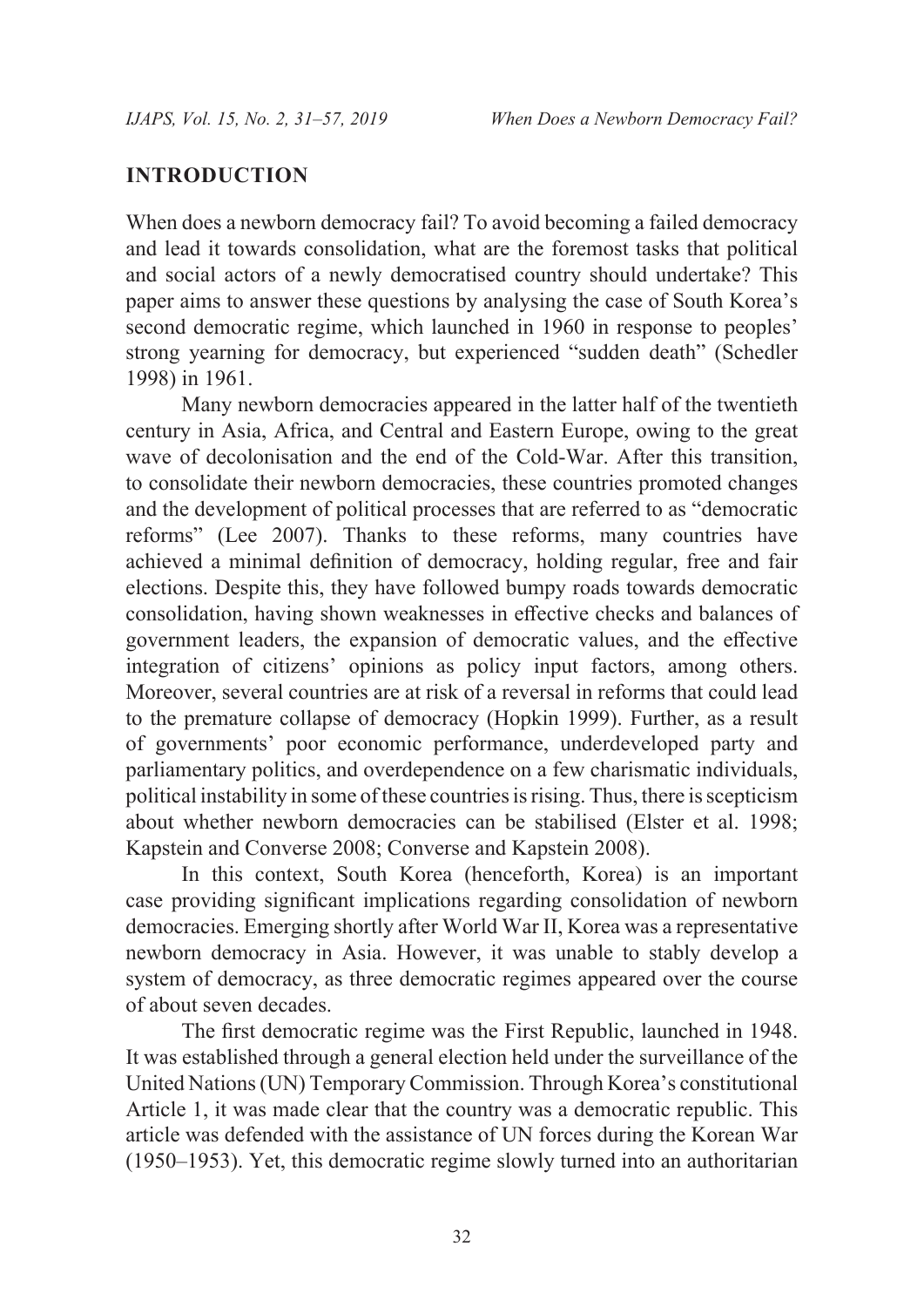## INTRODUCTION

When does a newborn democracy fail? To avoid becoming a failed democracy and lead it towards consolidation, what are the foremost tasks that political and social actors of a newly democratised country should undertake? This paper aims to answer these questions by analysing the case of South Korea's second democratic regime, which launched in 1960 in response to peoples' strong yearning for democracy, but experienced "sudden death" (Schedler 1998) in 1961.

Many newborn democracies appeared in the latter half of the twentieth century in Asia, Africa, and Central and Eastern Europe, owing to the great wave of decolonisation and the end of the Cold-War. After this transition, to consolidate their newborn democracies, these countries promoted changes and the development of political processes that are referred to as "democratic reforms" (Lee 2007). Thanks to these reforms, many countries have achieved a minimal definition of democracy, holding regular, free and fair elections. Despite this, they have followed bumpy roads towards democratic consolidation, having shown weaknesses in effective checks and balances of government leaders, the expansion of democratic values, and the effective integration of citizens' opinions as policy input factors, among others. Moreover, several countries are at risk of a reversal in reforms that could lead to the premature collapse of democracy (Hopkin 1999). Further, as a result of governments' poor economic performance, underdeveloped party and parliamentary politics, and overdependence on a few charismatic individuals, political instability in some of these countries is rising. Thus, there is scepticism about whether newborn democracies can be stabilised (Elster et al. 1998; Kapstein and Converse 2008; Converse and Kapstein 2008).

In this context, South Korea (henceforth, Korea) is an important case providing significant implications regarding consolidation of newborn democracies. Emerging shortly after World War II, Korea was a representative newborn democracy in Asia. However, it was unable to stably develop a system of democracy, as three democratic regimes appeared over the course of about seven decades.

The first democratic regime was the First Republic, launched in 1948. It was established through a general election held under the surveillance of the United Nations (UN) Temporary Commission. Through Korea's constitutional Article 1, it was made clear that the country was a democratic republic. This article was defended with the assistance of UN forces during the Korean War (1950–1953). Yet, this democratic regime slowly turned into an authoritarian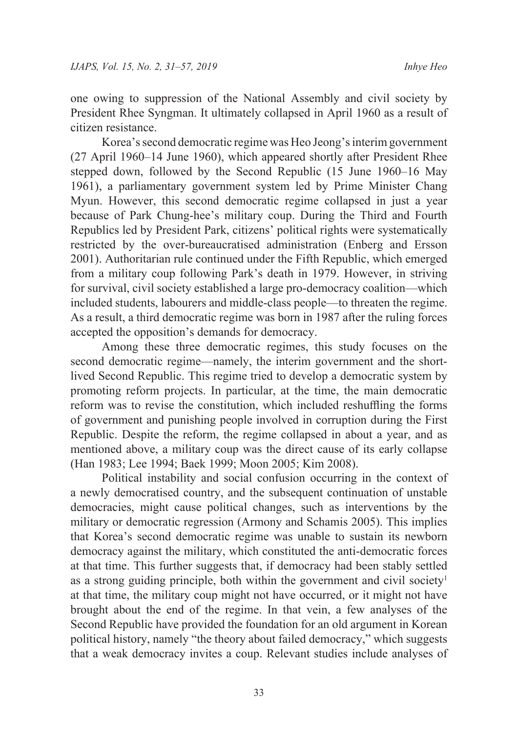one owing to suppression of the National Assembly and civil society by President Rhee Syngman. It ultimately collapsed in April 1960 as a result of citizen resistance.

Korea's second democratic regime was Heo Jeong's interim government (27 April 1960–14 June 1960), which appeared shortly after President Rhee stepped down, followed by the Second Republic (15 June 1960–16 May 1961), a parliamentary government system led by Prime Minister Chang Myun. However, this second democratic regime collapsed in just a year because of Park Chung-hee's military coup. During the Third and Fourth Republics led by President Park, citizens' political rights were systematically restricted by the over-bureaucratised administration (Enberg and Ersson 2001). Authoritarian rule continued under the Fifth Republic, which emerged from a military coup following Park's death in 1979. However, in striving for survival, civil society established a large pro-democracy coalition—which included students, labourers and middle-class people—to threaten the regime. As a result, a third democratic regime was born in 1987 after the ruling forces accepted the opposition's demands for democracy.

Among these three democratic regimes, this study focuses on the second democratic regime—namely, the interim government and the short-lived Second Republic. This regime tried to develop a democratic system by promoting reform projects. In particular, at the time, the main democratic reform was to revise the constitution, which included reshuffling the forms of government and punishing people involved in corruption during the First Republic. Despite the reform, the regime collapsed in about a year, and as mentioned above, a military coup was the direct cause of its early collapse (Han 1983; Lee 1994; Baek 1999; Moon 2005; Kim 2008).

Political instability and social confusion occurring in the context of a newly democratised country, and the subsequent continuation of unstable democracies, might cause political changes, such as interventions by the military or democratic regression (Armony and Schamis 2005). This implies that Korea's second democratic regime was unable to sustain its newborn democracy against the military, which constituted the anti-democratic forces at that time. This further suggests that, if democracy had been stably settled as a strong guiding principle, both within the government and civil society[1] at that time, the military coup might not have occurred, or it might not have brought about the end of the regime. In that vein, a few analyses of the Second Republic have provided the foundation for an old argument in Korean political history, namely "the theory about failed democracy," which suggests that a weak democracy invites a coup. Relevant studies include analyses of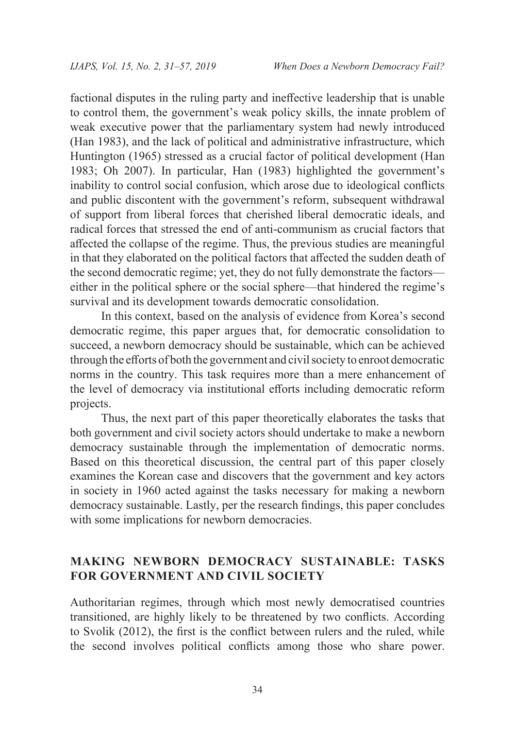factional disputes in the ruling party and ineffective leadership that is unable to control them, the government's weak policy skills, the innate problem of weak executive power that the parliamentary system had newly introduced (Han 1983), and the lack of political and administrative infrastructure, which Huntington (1965) stressed as a crucial factor of political development (Han 1983; Oh 2007). In particular, Han (1983) highlighted the government's inability to control social confusion, which arose due to ideological conflicts and public discontent with the government's reform, subsequent withdrawal of support from liberal forces that cherished liberal democratic ideals, and radical forces that stressed the end of anti-communism as crucial factors that affected the collapse of the regime. Thus, the previous studies are meaningful in that they elaborated on the political factors that affected the sudden death of the second democratic regime; yet, they do not fully demonstrate the factors—either in the political sphere or the social sphere—that hindered the regime's survival and its development towards democratic consolidation.

In this context, based on the analysis of evidence from Korea's second democratic regime, this paper argues that, for democratic consolidation to succeed, a newborn democracy should be sustainable, which can be achieved through the efforts of both the government and civil society to enroot democratic norms in the country. This task requires more than a mere enhancement of the level of democracy via institutional efforts including democratic reform projects.

Thus, the next part of this paper theoretically elaborates the tasks that both government and civil society actors should undertake to make a newborn democracy sustainable through the implementation of democratic norms. Based on this theoretical discussion, the central part of this paper closely examines the Korean case and discovers that the government and key actors in society in 1960 acted against the tasks necessary for making a newborn democracy sustainable. Lastly, per the research findings, this paper concludes with some implications for newborn democracies.

## MAKING NEWBORN DEMOCRACY SUSTAINABLE: TASKS FOR GOVERNMENT AND CIVIL SOCIETY

Authoritarian regimes, through which most newly democratised countries transitioned, are highly likely to be threatened by two conflicts. According to Svolik (2012), the first is the conflict between rulers and the ruled, while the second involves political conflicts among those who share power.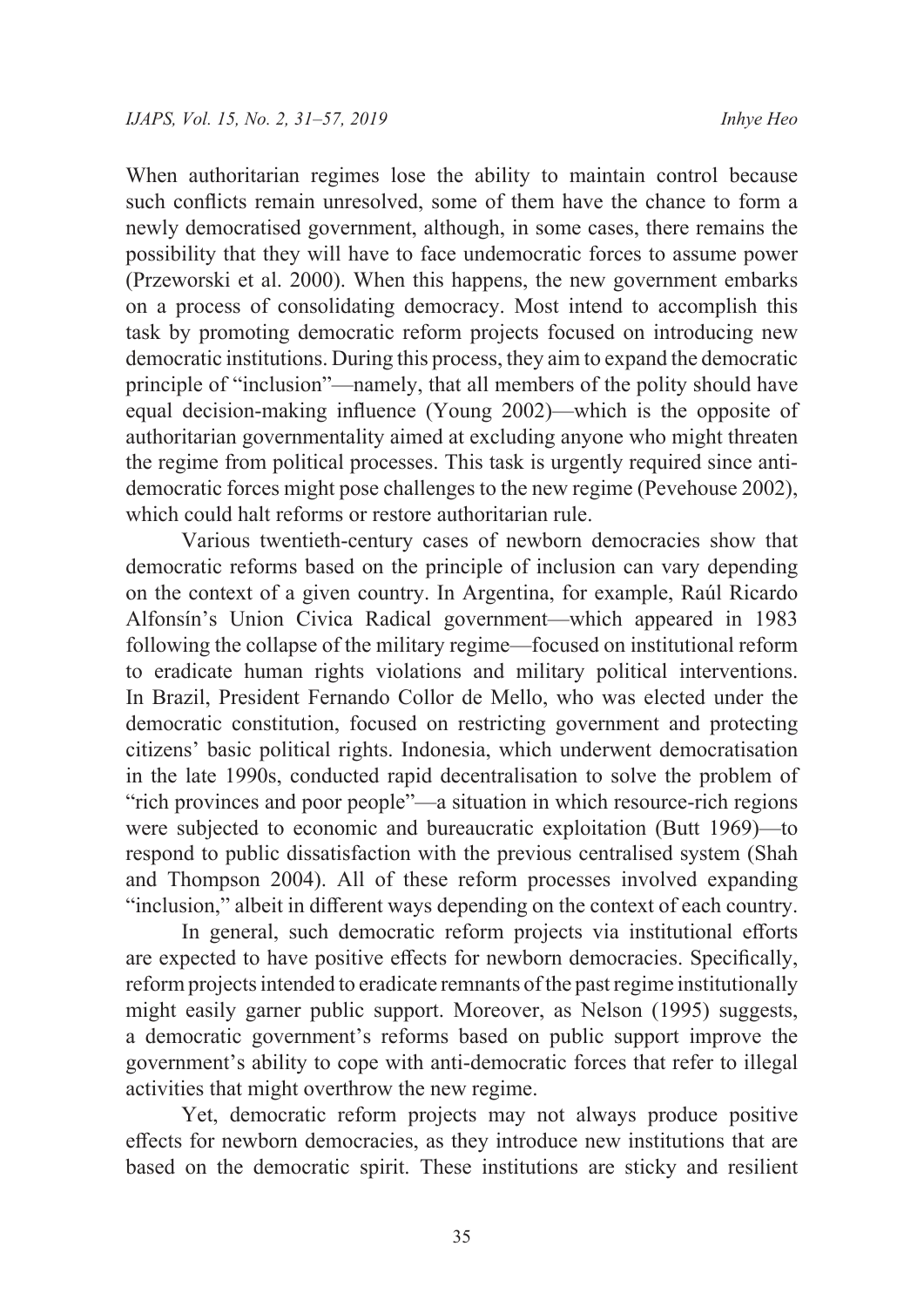When authoritarian regimes lose the ability to maintain control because such conflicts remain unresolved, some of them have the chance to form a newly democratised government, although, in some cases, there remains the possibility that they will have to face undemocratic forces to assume power (Przeworski et al. 2000). When this happens, the new government embarks on a process of consolidating democracy. Most intend to accomplish this task by promoting democratic reform projects focused on introducing new democratic institutions. During this process, they aim to expand the democratic principle of "inclusion"—namely, that all members of the polity should have equal decision-making influence (Young 2002)—which is the opposite of authoritarian governmentality aimed at excluding anyone who might threaten the regime from political processes. This task is urgently required since anti-democratic forces might pose challenges to the new regime (Pevehouse 2002), which could halt reforms or restore authoritarian rule.

Various twentieth-century cases of newborn democracies show that democratic reforms based on the principle of inclusion can vary depending on the context of a given country. In Argentina, for example, Raúl Ricardo Alfonsín's Union Civica Radical government—which appeared in 1983 following the collapse of the military regime—focused on institutional reform to eradicate human rights violations and military political interventions. In Brazil, President Fernando Collor de Mello, who was elected under the democratic constitution, focused on restricting government and protecting citizens' basic political rights. Indonesia, which underwent democratisation in the late 1990s, conducted rapid decentralisation to solve the problem of "rich provinces and poor people"—a situation in which resource-rich regions were subjected to economic and bureaucratic exploitation (Butt 1969)—to respond to public dissatisfaction with the previous centralised system (Shah and Thompson 2004). All of these reform processes involved expanding "inclusion," albeit in different ways depending on the context of each country.

In general, such democratic reform projects via institutional efforts are expected to have positive effects for newborn democracies. Specifically, reform projects intended to eradicate remnants of the past regime institutionally might easily garner public support. Moreover, as Nelson (1995) suggests, a democratic government's reforms based on public support improve the government's ability to cope with anti-democratic forces that refer to illegal activities that might overthrow the new regime.

Yet, democratic reform projects may not always produce positive effects for newborn democracies, as they introduce new institutions that are based on the democratic spirit. These institutions are sticky and resilient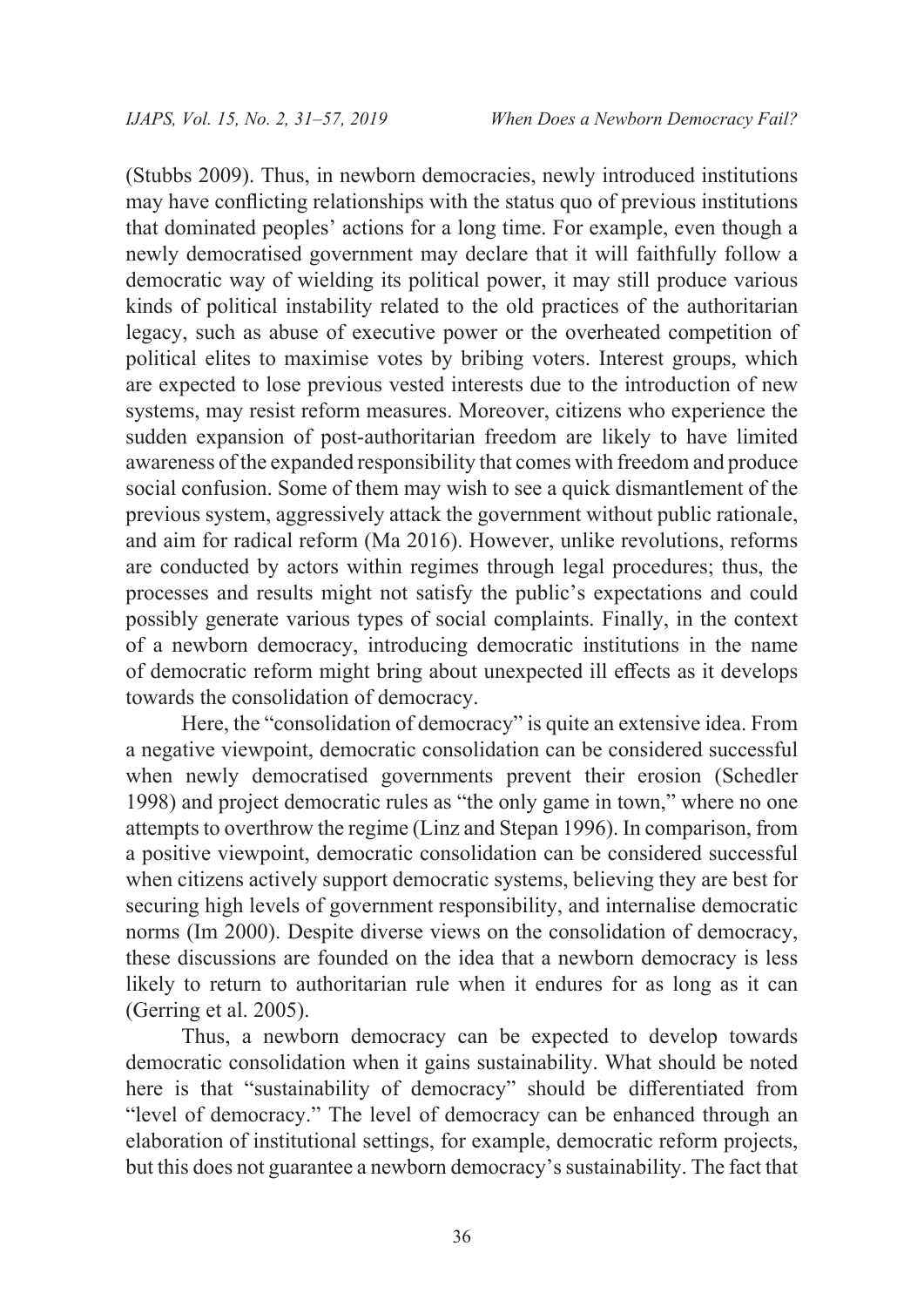(Stubbs 2009). Thus, in newborn democracies, newly introduced institutions may have conflicting relationships with the status quo of previous institutions that dominated peoples' actions for a long time. For example, even though a newly democratised government may declare that it will faithfully follow a democratic way of wielding its political power, it may still produce various kinds of political instability related to the old practices of the authoritarian legacy, such as abuse of executive power or the overheated competition of political elites to maximise votes by bribing voters. Interest groups, which are expected to lose previous vested interests due to the introduction of new systems, may resist reform measures. Moreover, citizens who experience the sudden expansion of post-authoritarian freedom are likely to have limited awareness of the expanded responsibility that comes with freedom and produce social confusion. Some of them may wish to see a quick dismantlement of the previous system, aggressively attack the government without public rationale, and aim for radical reform (Ma 2016). However, unlike revolutions, reforms are conducted by actors within regimes through legal procedures; thus, the processes and results might not satisfy the public's expectations and could possibly generate various types of social complaints. Finally, in the context of a newborn democracy, introducing democratic institutions in the name of democratic reform might bring about unexpected ill effects as it develops towards the consolidation of democracy.

Here, the "consolidation of democracy" is quite an extensive idea. From a negative viewpoint, democratic consolidation can be considered successful when newly democratised governments prevent their erosion (Schedler 1998) and project democratic rules as "the only game in town," where no one attempts to overthrow the regime (Linz and Stepan 1996). In comparison, from a positive viewpoint, democratic consolidation can be considered successful when citizens actively support democratic systems, believing they are best for securing high levels of government responsibility, and internalise democratic norms (Im 2000). Despite diverse views on the consolidation of democracy, these discussions are founded on the idea that a newborn democracy is less likely to return to authoritarian rule when it endures for as long as it can (Gerring et al. 2005).

Thus, a newborn democracy can be expected to develop towards democratic consolidation when it gains sustainability. What should be noted here is that "sustainability of democracy" should be differentiated from "level of democracy." The level of democracy can be enhanced through an elaboration of institutional settings, for example, democratic reform projects, but this does not guarantee a newborn democracy's sustainability. The fact that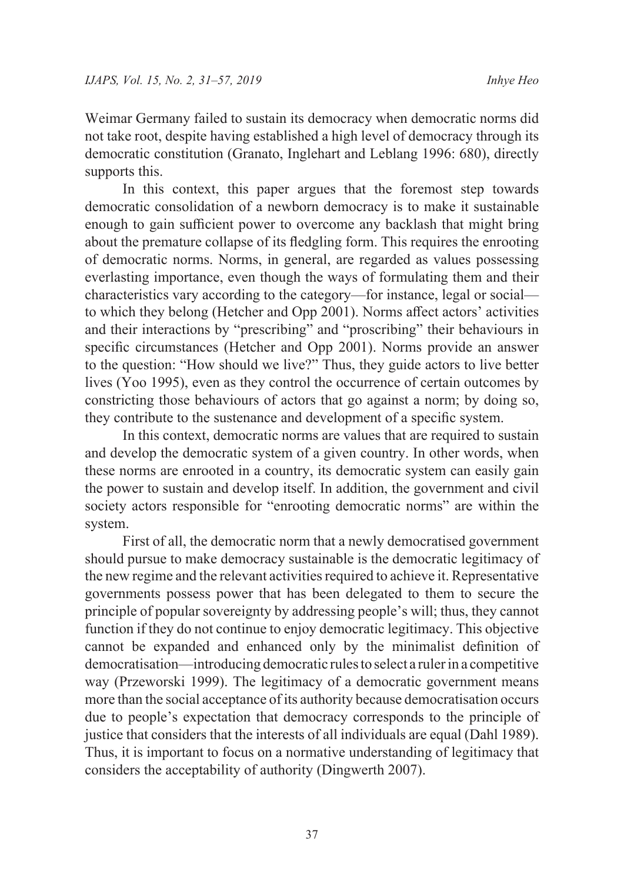Weimar Germany failed to sustain its democracy when democratic norms did not take root, despite having established a high level of democracy through its democratic constitution (Granato, Inglehart and Leblang 1996: 680), directly supports this.

In this context, this paper argues that the foremost step towards democratic consolidation of a newborn democracy is to make it sustainable enough to gain sufficient power to overcome any backlash that might bring about the premature collapse of its fledgling form. This requires the enrooting of democratic norms. Norms, in general, are regarded as values possessing everlasting importance, even though the ways of formulating them and their characteristics vary according to the category—for instance, legal or social—to which they belong (Hetcher and Opp 2001). Norms affect actors' activities and their interactions by "prescribing" and "proscribing" their behaviours in specific circumstances (Hetcher and Opp 2001). Norms provide an answer to the question: "How should we live?" Thus, they guide actors to live better lives (Yoo 1995), even as they control the occurrence of certain outcomes by constricting those behaviours of actors that go against a norm; by doing so, they contribute to the sustenance and development of a specific system.

In this context, democratic norms are values that are required to sustain and develop the democratic system of a given country. In other words, when these norms are enrooted in a country, its democratic system can easily gain the power to sustain and develop itself. In addition, the government and civil society actors responsible for "enrooting democratic norms" are within the system.

First of all, the democratic norm that a newly democratised government should pursue to make democracy sustainable is the democratic legitimacy of the new regime and the relevant activities required to achieve it. Representative governments possess power that has been delegated to them to secure the principle of popular sovereignty by addressing people's will; thus, they cannot function if they do not continue to enjoy democratic legitimacy. This objective cannot be expanded and enhanced only by the minimalist definition of democratisation—introducing democratic rules to select a ruler in a competitive way (Przeworski 1999). The legitimacy of a democratic government means more than the social acceptance of its authority because democratisation occurs due to people's expectation that democracy corresponds to the principle of justice that considers that the interests of all individuals are equal (Dahl 1989). Thus, it is important to focus on a normative understanding of legitimacy that considers the acceptability of authority (Dingwerth 2007).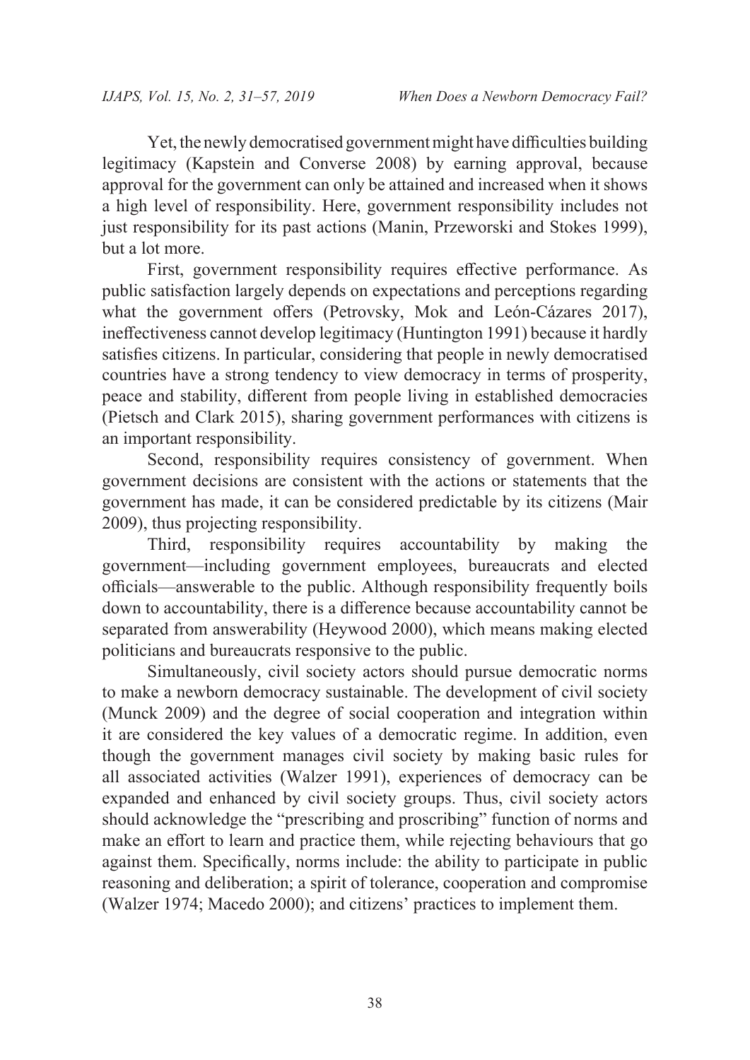Yet, the newly democratised government might have difficulties building legitimacy (Kapstein and Converse 2008) by earning approval, because approval for the government can only be attained and increased when it shows a high level of responsibility. Here, government responsibility includes not just responsibility for its past actions (Manin, Przeworski and Stokes 1999), but a lot more.

First, government responsibility requires effective performance. As public satisfaction largely depends on expectations and perceptions regarding what the government offers (Petrovsky, Mok and León-Cázares 2017), ineffectiveness cannot develop legitimacy (Huntington 1991) because it hardly satisfies citizens. In particular, considering that people in newly democratised countries have a strong tendency to view democracy in terms of prosperity, peace and stability, different from people living in established democracies (Pietsch and Clark 2015), sharing government performances with citizens is an important responsibility.

Second, responsibility requires consistency of government. When government decisions are consistent with the actions or statements that the government has made, it can be considered predictable by its citizens (Mair 2009), thus projecting responsibility.

Third, responsibility requires accountability by making the government—including government employees, bureaucrats and elected officials—answerable to the public. Although responsibility frequently boils down to accountability, there is a difference because accountability cannot be separated from answerability (Heywood 2000), which means making elected politicians and bureaucrats responsive to the public.

Simultaneously, civil society actors should pursue democratic norms to make a newborn democracy sustainable. The development of civil society (Munck 2009) and the degree of social cooperation and integration within it are considered the key values of a democratic regime. In addition, even though the government manages civil society by making basic rules for all associated activities (Walzer 1991), experiences of democracy can be expanded and enhanced by civil society groups. Thus, civil society actors should acknowledge the "prescribing and proscribing" function of norms and make an effort to learn and practice them, while rejecting behaviours that go against them. Specifically, norms include: the ability to participate in public reasoning and deliberation; a spirit of tolerance, cooperation and compromise (Walzer 1974; Macedo 2000); and citizens' practices to implement them.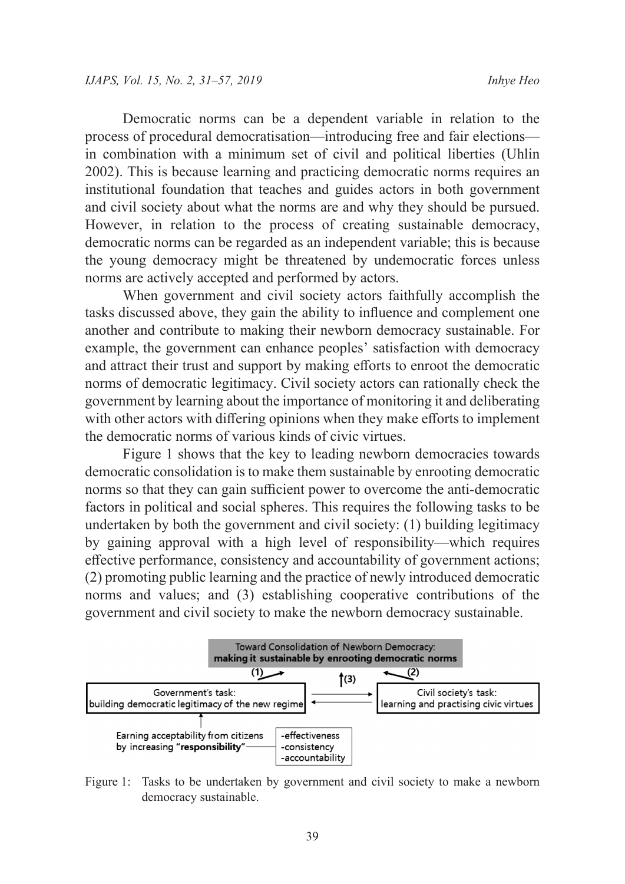Democratic norms can be a dependent variable in relation to the process of procedural democratisation—introducing free and fair elections—in combination with a minimum set of civil and political liberties (Uhlin 2002). This is because learning and practicing democratic norms requires an institutional foundation that teaches and guides actors in both government and civil society about what the norms are and why they should be pursued. However, in relation to the process of creating sustainable democracy, democratic norms can be regarded as an independent variable; this is because the young democracy might be threatened by undemocratic forces unless norms are actively accepted and performed by actors.

When government and civil society actors faithfully accomplish the tasks discussed above, they gain the ability to influence and complement one another and contribute to making their newborn democracy sustainable. For example, the government can enhance peoples' satisfaction with democracy and attract their trust and support by making efforts to enroot the democratic norms of democratic legitimacy. Civil society actors can rationally check the government by learning about the importance of monitoring it and deliberating with other actors with differing opinions when they make efforts to implement the democratic norms of various kinds of civic virtues.

Figure 1 shows that the key to leading newborn democracies towards democratic consolidation is to make them sustainable by enrooting democratic norms so that they can gain sufficient power to overcome the anti-democratic factors in political and social spheres. This requires the following tasks to be undertaken by both the government and civil society: (1) building legitimacy by gaining approval with a high level of responsibility—which requires effective performance, consistency and accountability of government actions; (2) promoting public learning and the practice of newly introduced democratic norms and values; and (3) establishing cooperative contributions of the government and civil society to make the newborn democracy sustainable.

Toward Consolidation of Newborn Democracy: **making it sustainable by enrooting democratic norms**

(1) Government's task: building democratic legitimacy of the new regime

(2) Civil society's task: learning and practising civic virtues

(3)

Earning acceptability from citizens by increasing **"responsibility"**
- effectiveness
- consistency
- accountability

Figure 1: Tasks to be undertaken by government and civil society to make a newborn democracy sustainable.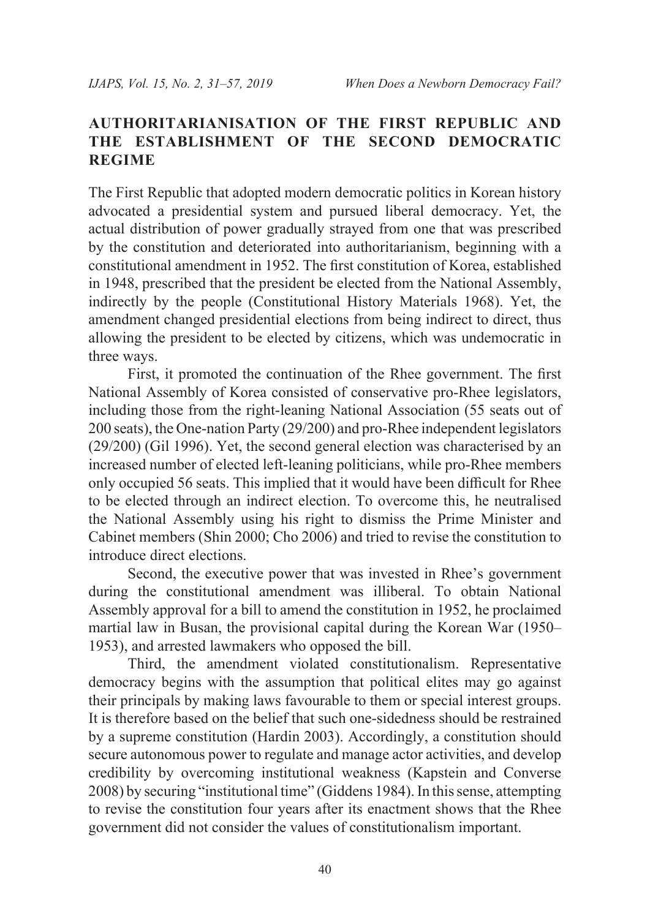## AUTHORITARIANISATION OF THE FIRST REPUBLIC AND THE ESTABLISHMENT OF THE SECOND DEMOCRATIC REGIME

The First Republic that adopted modern democratic politics in Korean history advocated a presidential system and pursued liberal democracy. Yet, the actual distribution of power gradually strayed from one that was prescribed by the constitution and deteriorated into authoritarianism, beginning with a constitutional amendment in 1952. The first constitution of Korea, established in 1948, prescribed that the president be elected from the National Assembly, indirectly by the people (Constitutional History Materials 1968). Yet, the amendment changed presidential elections from being indirect to direct, thus allowing the president to be elected by citizens, which was undemocratic in three ways.

First, it promoted the continuation of the Rhee government. The first National Assembly of Korea consisted of conservative pro-Rhee legislators, including those from the right-leaning National Association (55 seats out of 200 seats), the One-nation Party (29/200) and pro-Rhee independent legislators (29/200) (Gil 1996). Yet, the second general election was characterised by an increased number of elected left-leaning politicians, while pro-Rhee members only occupied 56 seats. This implied that it would have been difficult for Rhee to be elected through an indirect election. To overcome this, he neutralised the National Assembly using his right to dismiss the Prime Minister and Cabinet members (Shin 2000; Cho 2006) and tried to revise the constitution to introduce direct elections.

Second, the executive power that was invested in Rhee's government during the constitutional amendment was illiberal. To obtain National Assembly approval for a bill to amend the constitution in 1952, he proclaimed martial law in Busan, the provisional capital during the Korean War (1950–1953), and arrested lawmakers who opposed the bill.

Third, the amendment violated constitutionalism. Representative democracy begins with the assumption that political elites may go against their principals by making laws favourable to them or special interest groups. It is therefore based on the belief that such one-sidedness should be restrained by a supreme constitution (Hardin 2003). Accordingly, a constitution should secure autonomous power to regulate and manage actor activities, and develop credibility by overcoming institutional weakness (Kapstein and Converse 2008) by securing "institutional time" (Giddens 1984). In this sense, attempting to revise the constitution four years after its enactment shows that the Rhee government did not consider the values of constitutionalism important.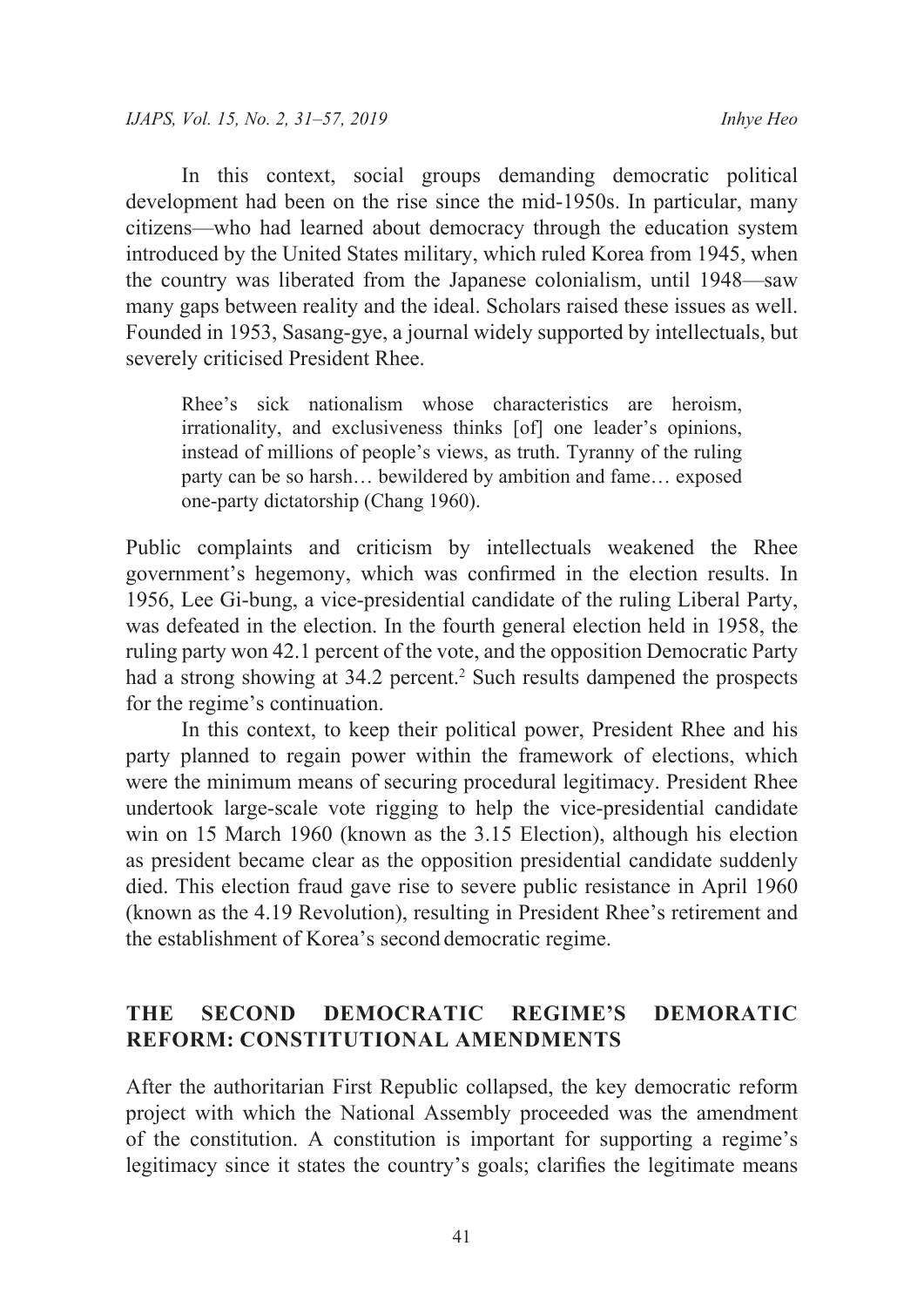In this context, social groups demanding democratic political development had been on the rise since the mid-1950s. In particular, many citizens—who had learned about democracy through the education system introduced by the United States military, which ruled Korea from 1945, when the country was liberated from the Japanese colonialism, until 1948—saw many gaps between reality and the ideal. Scholars raised these issues as well. Founded in 1953, Sasang-gye, a journal widely supported by intellectuals, but severely criticised President Rhee.

> Rhee's sick nationalism whose characteristics are heroism, irrationality, and exclusiveness thinks [of] one leader's opinions, instead of millions of people's views, as truth. Tyranny of the ruling party can be so harsh… bewildered by ambition and fame… exposed one-party dictatorship (Chang 1960).

Public complaints and criticism by intellectuals weakened the Rhee government's hegemony, which was confirmed in the election results. In 1956, Lee Gi-bung, a vice-presidential candidate of the ruling Liberal Party, was defeated in the election. In the fourth general election held in 1958, the ruling party won 42.1 percent of the vote, and the opposition Democratic Party had a strong showing at 34.2 percent.[2] Such results dampened the prospects for the regime's continuation.

In this context, to keep their political power, President Rhee and his party planned to regain power within the framework of elections, which were the minimum means of securing procedural legitimacy. President Rhee undertook large-scale vote rigging to help the vice-presidential candidate win on 15 March 1960 (known as the 3.15 Election), although his election as president became clear as the opposition presidential candidate suddenly died. This election fraud gave rise to severe public resistance in April 1960 (known as the 4.19 Revolution), resulting in President Rhee's retirement and the establishment of Korea's second democratic regime.

## THE SECOND DEMOCRATIC REGIME'S DEMORATIC REFORM: CONSTITUTIONAL AMENDMENTS

After the authoritarian First Republic collapsed, the key democratic reform project with which the National Assembly proceeded was the amendment of the constitution. A constitution is important for supporting a regime's legitimacy since it states the country's goals; clarifies the legitimate means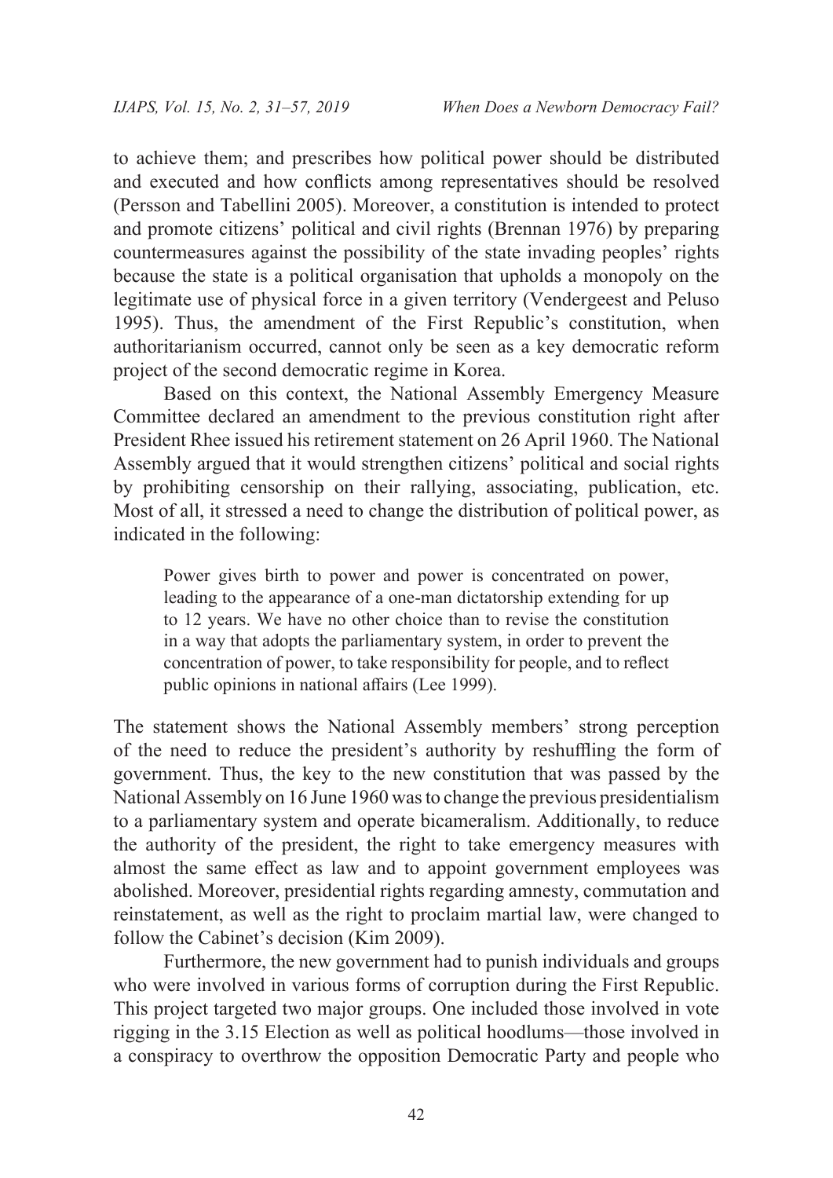to achieve them; and prescribes how political power should be distributed and executed and how conflicts among representatives should be resolved (Persson and Tabellini 2005). Moreover, a constitution is intended to protect and promote citizens' political and civil rights (Brennan 1976) by preparing countermeasures against the possibility of the state invading peoples' rights because the state is a political organisation that upholds a monopoly on the legitimate use of physical force in a given territory (Vendergeest and Peluso 1995). Thus, the amendment of the First Republic's constitution, when authoritarianism occurred, cannot only be seen as a key democratic reform project of the second democratic regime in Korea.

Based on this context, the National Assembly Emergency Measure Committee declared an amendment to the previous constitution right after President Rhee issued his retirement statement on 26 April 1960. The National Assembly argued that it would strengthen citizens' political and social rights by prohibiting censorship on their rallying, associating, publication, etc. Most of all, it stressed a need to change the distribution of political power, as indicated in the following:

> Power gives birth to power and power is concentrated on power, leading to the appearance of a one-man dictatorship extending for up to 12 years. We have no other choice than to revise the constitution in a way that adopts the parliamentary system, in order to prevent the concentration of power, to take responsibility for people, and to reflect public opinions in national affairs (Lee 1999).

The statement shows the National Assembly members' strong perception of the need to reduce the president's authority by reshuffling the form of government. Thus, the key to the new constitution that was passed by the National Assembly on 16 June 1960 was to change the previous presidentialism to a parliamentary system and operate bicameralism. Additionally, to reduce the authority of the president, the right to take emergency measures with almost the same effect as law and to appoint government employees was abolished. Moreover, presidential rights regarding amnesty, commutation and reinstatement, as well as the right to proclaim martial law, were changed to follow the Cabinet's decision (Kim 2009).

Furthermore, the new government had to punish individuals and groups who were involved in various forms of corruption during the First Republic. This project targeted two major groups. One included those involved in vote rigging in the 3.15 Election as well as political hoodlums—those involved in a conspiracy to overthrow the opposition Democratic Party and people who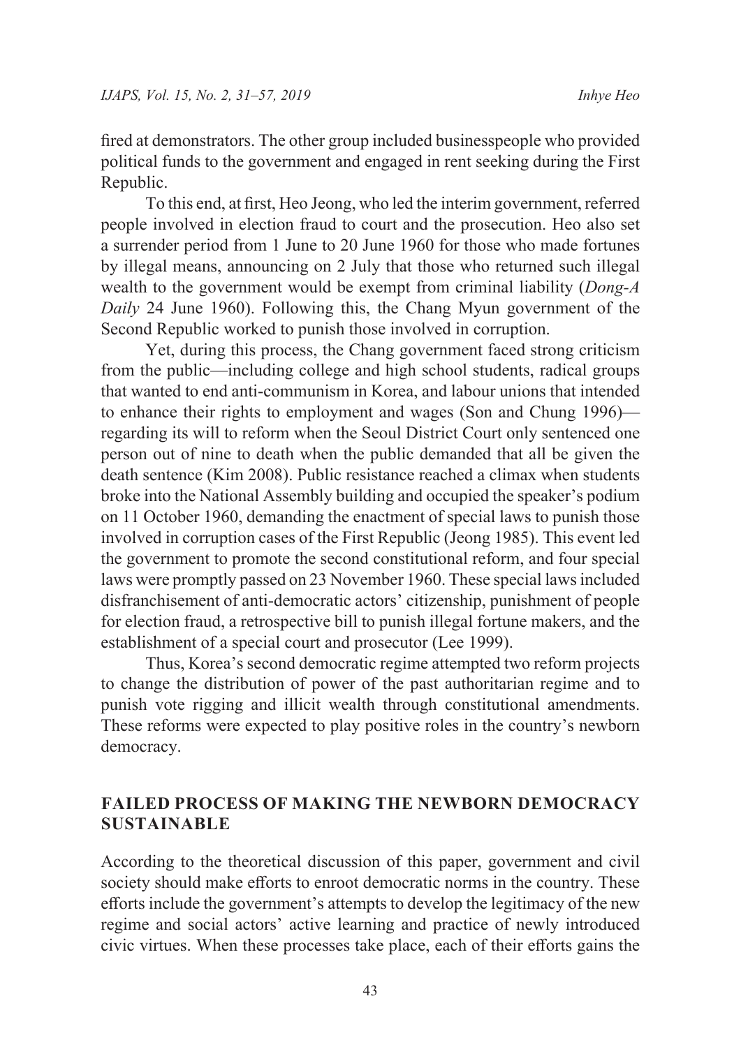fired at demonstrators. The other group included businesspeople who provided political funds to the government and engaged in rent seeking during the First Republic.

To this end, at first, Heo Jeong, who led the interim government, referred people involved in election fraud to court and the prosecution. Heo also set a surrender period from 1 June to 20 June 1960 for those who made fortunes by illegal means, announcing on 2 July that those who returned such illegal wealth to the government would be exempt from criminal liability (*Dong-A Daily* 24 June 1960). Following this, the Chang Myun government of the Second Republic worked to punish those involved in corruption.

Yet, during this process, the Chang government faced strong criticism from the public—including college and high school students, radical groups that wanted to end anti-communism in Korea, and labour unions that intended to enhance their rights to employment and wages (Son and Chung 1996)—regarding its will to reform when the Seoul District Court only sentenced one person out of nine to death when the public demanded that all be given the death sentence (Kim 2008). Public resistance reached a climax when students broke into the National Assembly building and occupied the speaker's podium on 11 October 1960, demanding the enactment of special laws to punish those involved in corruption cases of the First Republic (Jeong 1985). This event led the government to promote the second constitutional reform, and four special laws were promptly passed on 23 November 1960. These special laws included disfranchisement of anti-democratic actors' citizenship, punishment of people for election fraud, a retrospective bill to punish illegal fortune makers, and the establishment of a special court and prosecutor (Lee 1999).

Thus, Korea's second democratic regime attempted two reform projects to change the distribution of power of the past authoritarian regime and to punish vote rigging and illicit wealth through constitutional amendments. These reforms were expected to play positive roles in the country's newborn democracy.

## FAILED PROCESS OF MAKING THE NEWBORN DEMOCRACY SUSTAINABLE

According to the theoretical discussion of this paper, government and civil society should make efforts to enroot democratic norms in the country. These efforts include the government's attempts to develop the legitimacy of the new regime and social actors' active learning and practice of newly introduced civic virtues. When these processes take place, each of their efforts gains the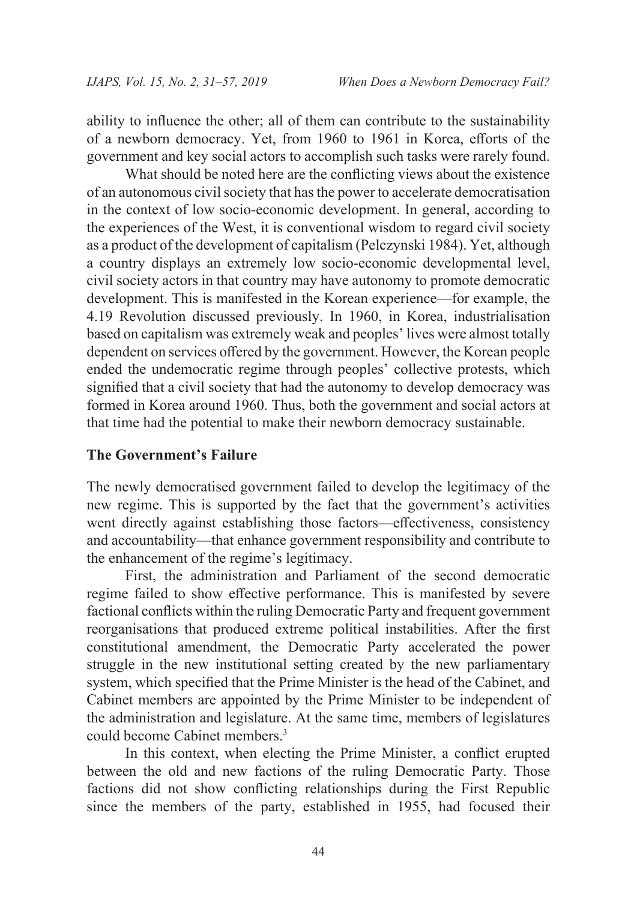ability to influence the other; all of them can contribute to the sustainability of a newborn democracy. Yet, from 1960 to 1961 in Korea, efforts of the government and key social actors to accomplish such tasks were rarely found.

What should be noted here are the conflicting views about the existence of an autonomous civil society that has the power to accelerate democratisation in the context of low socio-economic development. In general, according to the experiences of the West, it is conventional wisdom to regard civil society as a product of the development of capitalism (Pelczynski 1984). Yet, although a country displays an extremely low socio-economic developmental level, civil society actors in that country may have autonomy to promote democratic development. This is manifested in the Korean experience—for example, the 4.19 Revolution discussed previously. In 1960, in Korea, industrialisation based on capitalism was extremely weak and peoples' lives were almost totally dependent on services offered by the government. However, the Korean people ended the undemocratic regime through peoples' collective protests, which signified that a civil society that had the autonomy to develop democracy was formed in Korea around 1960. Thus, both the government and social actors at that time had the potential to make their newborn democracy sustainable.

## The Government's Failure

The newly democratised government failed to develop the legitimacy of the new regime. This is supported by the fact that the government's activities went directly against establishing those factors—effectiveness, consistency and accountability—that enhance government responsibility and contribute to the enhancement of the regime's legitimacy.

First, the administration and Parliament of the second democratic regime failed to show effective performance. This is manifested by severe factional conflicts within the ruling Democratic Party and frequent government reorganisations that produced extreme political instabilities. After the first constitutional amendment, the Democratic Party accelerated the power struggle in the new institutional setting created by the new parliamentary system, which specified that the Prime Minister is the head of the Cabinet, and Cabinet members are appointed by the Prime Minister to be independent of the administration and legislature. At the same time, members of legislatures could become Cabinet members.[3]

In this context, when electing the Prime Minister, a conflict erupted between the old and new factions of the ruling Democratic Party. Those factions did not show conflicting relationships during the First Republic since the members of the party, established in 1955, had focused their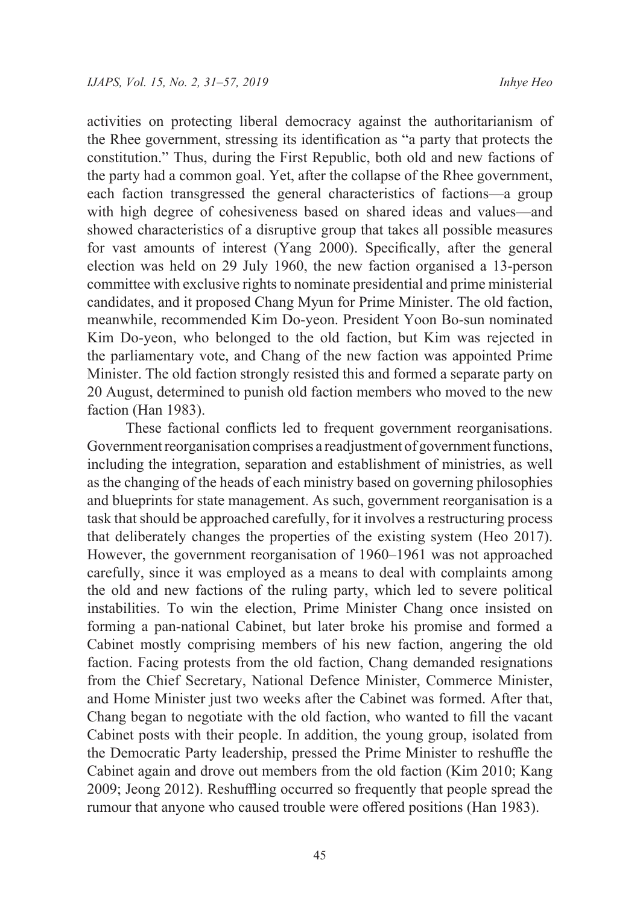activities on protecting liberal democracy against the authoritarianism of the Rhee government, stressing its identification as "a party that protects the constitution." Thus, during the First Republic, both old and new factions of the party had a common goal. Yet, after the collapse of the Rhee government, each faction transgressed the general characteristics of factions—a group with high degree of cohesiveness based on shared ideas and values—and showed characteristics of a disruptive group that takes all possible measures for vast amounts of interest (Yang 2000). Specifically, after the general election was held on 29 July 1960, the new faction organised a 13-person committee with exclusive rights to nominate presidential and prime ministerial candidates, and it proposed Chang Myun for Prime Minister. The old faction, meanwhile, recommended Kim Do-yeon. President Yoon Bo-sun nominated Kim Do-yeon, who belonged to the old faction, but Kim was rejected in the parliamentary vote, and Chang of the new faction was appointed Prime Minister. The old faction strongly resisted this and formed a separate party on 20 August, determined to punish old faction members who moved to the new faction (Han 1983).

These factional conflicts led to frequent government reorganisations. Government reorganisation comprises a readjustment of government functions, including the integration, separation and establishment of ministries, as well as the changing of the heads of each ministry based on governing philosophies and blueprints for state management. As such, government reorganisation is a task that should be approached carefully, for it involves a restructuring process that deliberately changes the properties of the existing system (Heo 2017). However, the government reorganisation of 1960–1961 was not approached carefully, since it was employed as a means to deal with complaints among the old and new factions of the ruling party, which led to severe political instabilities. To win the election, Prime Minister Chang once insisted on forming a pan-national Cabinet, but later broke his promise and formed a Cabinet mostly comprising members of his new faction, angering the old faction. Facing protests from the old faction, Chang demanded resignations from the Chief Secretary, National Defence Minister, Commerce Minister, and Home Minister just two weeks after the Cabinet was formed. After that, Chang began to negotiate with the old faction, who wanted to fill the vacant Cabinet posts with their people. In addition, the young group, isolated from the Democratic Party leadership, pressed the Prime Minister to reshuffle the Cabinet again and drove out members from the old faction (Kim 2010; Kang 2009; Jeong 2012). Reshuffling occurred so frequently that people spread the rumour that anyone who caused trouble were offered positions (Han 1983).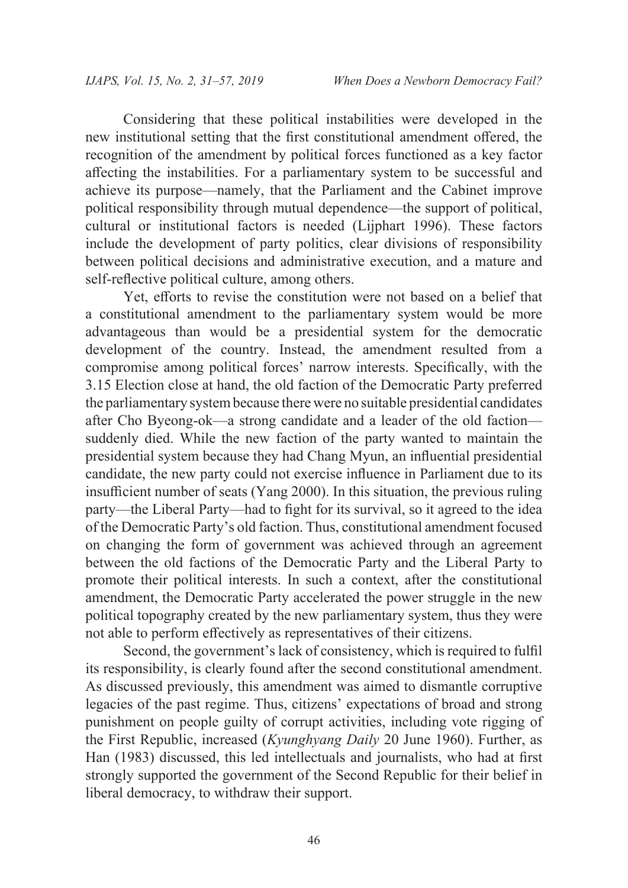Considering that these political instabilities were developed in the new institutional setting that the first constitutional amendment offered, the recognition of the amendment by political forces functioned as a key factor affecting the instabilities. For a parliamentary system to be successful and achieve its purpose—namely, that the Parliament and the Cabinet improve political responsibility through mutual dependence—the support of political, cultural or institutional factors is needed (Lijphart 1996). These factors include the development of party politics, clear divisions of responsibility between political decisions and administrative execution, and a mature and self-reflective political culture, among others.

Yet, efforts to revise the constitution were not based on a belief that a constitutional amendment to the parliamentary system would be more advantageous than would be a presidential system for the democratic development of the country. Instead, the amendment resulted from a compromise among political forces' narrow interests. Specifically, with the 3.15 Election close at hand, the old faction of the Democratic Party preferred the parliamentary system because there were no suitable presidential candidates after Cho Byeong-ok—a strong candidate and a leader of the old faction—suddenly died. While the new faction of the party wanted to maintain the presidential system because they had Chang Myun, an influential presidential candidate, the new party could not exercise influence in Parliament due to its insufficient number of seats (Yang 2000). In this situation, the previous ruling party—the Liberal Party—had to fight for its survival, so it agreed to the idea of the Democratic Party's old faction. Thus, constitutional amendment focused on changing the form of government was achieved through an agreement between the old factions of the Democratic Party and the Liberal Party to promote their political interests. In such a context, after the constitutional amendment, the Democratic Party accelerated the power struggle in the new political topography created by the new parliamentary system, thus they were not able to perform effectively as representatives of their citizens.

Second, the government's lack of consistency, which is required to fulfil its responsibility, is clearly found after the second constitutional amendment. As discussed previously, this amendment was aimed to dismantle corruptive legacies of the past regime. Thus, citizens' expectations of broad and strong punishment on people guilty of corrupt activities, including vote rigging of the First Republic, increased (*Kyunghyang Daily* 20 June 1960). Further, as Han (1983) discussed, this led intellectuals and journalists, who had at first strongly supported the government of the Second Republic for their belief in liberal democracy, to withdraw their support.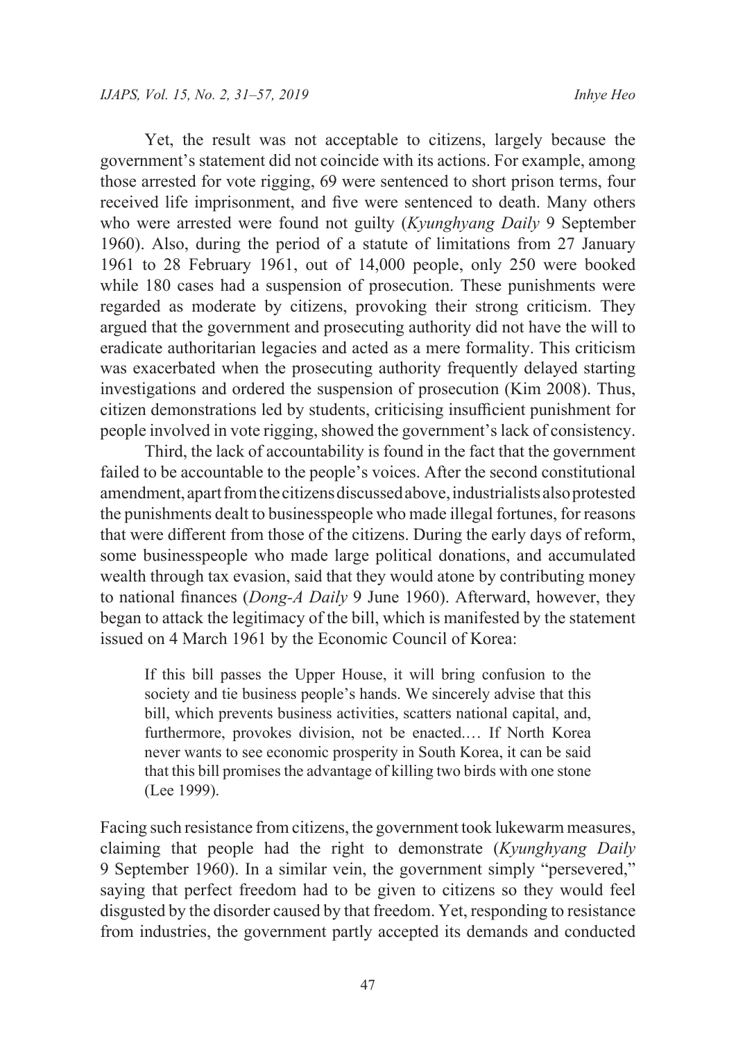Yet, the result was not acceptable to citizens, largely because the government's statement did not coincide with its actions. For example, among those arrested for vote rigging, 69 were sentenced to short prison terms, four received life imprisonment, and five were sentenced to death. Many others who were arrested were found not guilty (*Kyunghyang Daily* 9 September 1960). Also, during the period of a statute of limitations from 27 January 1961 to 28 February 1961, out of 14,000 people, only 250 were booked while 180 cases had a suspension of prosecution. These punishments were regarded as moderate by citizens, provoking their strong criticism. They argued that the government and prosecuting authority did not have the will to eradicate authoritarian legacies and acted as a mere formality. This criticism was exacerbated when the prosecuting authority frequently delayed starting investigations and ordered the suspension of prosecution (Kim 2008). Thus, citizen demonstrations led by students, criticising insufficient punishment for people involved in vote rigging, showed the government's lack of consistency.

Third, the lack of accountability is found in the fact that the government failed to be accountable to the people's voices. After the second constitutional amendment, apart from the citizens discussed above, industrialists also protested the punishments dealt to businesspeople who made illegal fortunes, for reasons that were different from those of the citizens. During the early days of reform, some businesspeople who made large political donations, and accumulated wealth through tax evasion, said that they would atone by contributing money to national finances (*Dong-A Daily* 9 June 1960). Afterward, however, they began to attack the legitimacy of the bill, which is manifested by the statement issued on 4 March 1961 by the Economic Council of Korea:

> If this bill passes the Upper House, it will bring confusion to the society and tie business people's hands. We sincerely advise that this bill, which prevents business activities, scatters national capital, and, furthermore, provokes division, not be enacted.… If North Korea never wants to see economic prosperity in South Korea, it can be said that this bill promises the advantage of killing two birds with one stone (Lee 1999).

Facing such resistance from citizens, the government took lukewarm measures, claiming that people had the right to demonstrate (*Kyunghyang Daily* 9 September 1960). In a similar vein, the government simply "persevered," saying that perfect freedom had to be given to citizens so they would feel disgusted by the disorder caused by that freedom. Yet, responding to resistance from industries, the government partly accepted its demands and conducted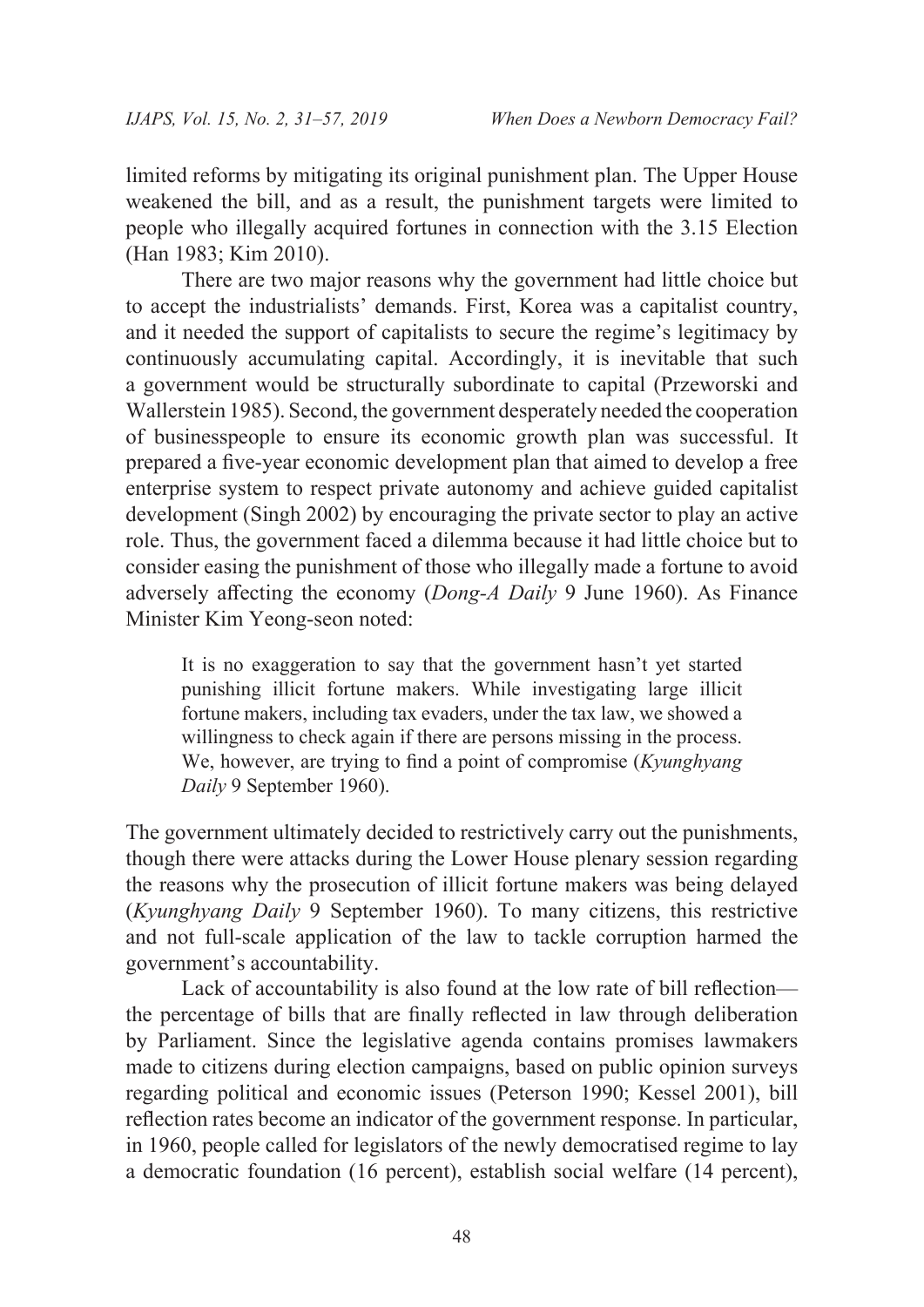limited reforms by mitigating its original punishment plan. The Upper House weakened the bill, and as a result, the punishment targets were limited to people who illegally acquired fortunes in connection with the 3.15 Election (Han 1983; Kim 2010).

There are two major reasons why the government had little choice but to accept the industrialists' demands. First, Korea was a capitalist country, and it needed the support of capitalists to secure the regime's legitimacy by continuously accumulating capital. Accordingly, it is inevitable that such a government would be structurally subordinate to capital (Przeworski and Wallerstein 1985). Second, the government desperately needed the cooperation of businesspeople to ensure its economic growth plan was successful. It prepared a five-year economic development plan that aimed to develop a free enterprise system to respect private autonomy and achieve guided capitalist development (Singh 2002) by encouraging the private sector to play an active role. Thus, the government faced a dilemma because it had little choice but to consider easing the punishment of those who illegally made a fortune to avoid adversely affecting the economy (*Dong-A Daily* 9 June 1960). As Finance Minister Kim Yeong-seon noted:

> It is no exaggeration to say that the government hasn't yet started punishing illicit fortune makers. While investigating large illicit fortune makers, including tax evaders, under the tax law, we showed a willingness to check again if there are persons missing in the process. We, however, are trying to find a point of compromise (*Kyunghyang Daily* 9 September 1960).

The government ultimately decided to restrictively carry out the punishments, though there were attacks during the Lower House plenary session regarding the reasons why the prosecution of illicit fortune makers was being delayed (*Kyunghyang Daily* 9 September 1960). To many citizens, this restrictive and not full-scale application of the law to tackle corruption harmed the government's accountability.

Lack of accountability is also found at the low rate of bill reflection—the percentage of bills that are finally reflected in law through deliberation by Parliament. Since the legislative agenda contains promises lawmakers made to citizens during election campaigns, based on public opinion surveys regarding political and economic issues (Peterson 1990; Kessel 2001), bill reflection rates become an indicator of the government response. In particular, in 1960, people called for legislators of the newly democratised regime to lay a democratic foundation (16 percent), establish social welfare (14 percent),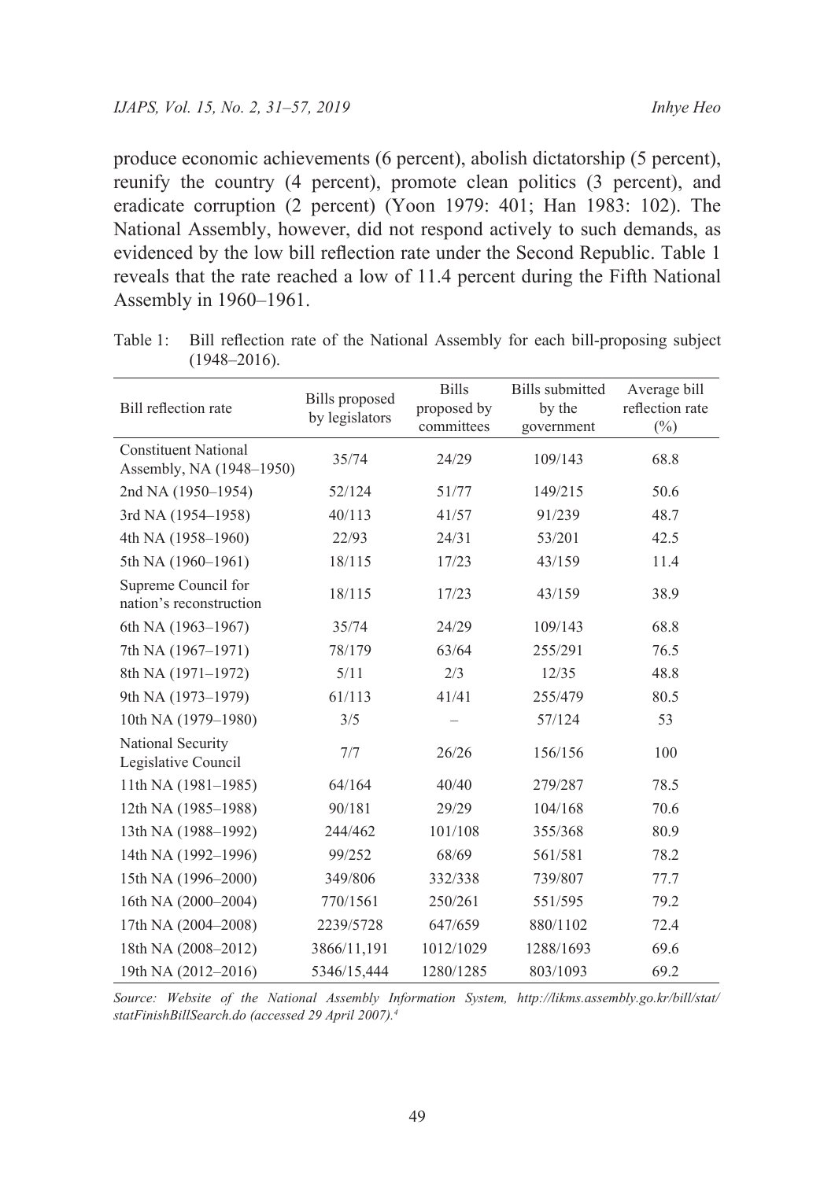produce economic achievements (6 percent), abolish dictatorship (5 percent), reunify the country (4 percent), promote clean politics (3 percent), and eradicate corruption (2 percent) (Yoon 1979: 401; Han 1983: 102). The National Assembly, however, did not respond actively to such demands, as evidenced by the low bill reflection rate under the Second Republic. Table 1 reveals that the rate reached a low of 11.4 percent during the Fifth National Assembly in 1960–1961.

Table 1: Bill reflection rate of the National Assembly for each bill-proposing subject (1948–2016).

| Bill reflection rate | Bills proposed by legislators | Bills proposed by committees | Bills submitted by the government | Average bill reflection rate (%) |
|---|---|---|---|---|
| Constituent National Assembly, NA (1948–1950) | 35/74 | 24/29 | 109/143 | 68.8 |
| 2nd NA (1950–1954) | 52/124 | 51/77 | 149/215 | 50.6 |
| 3rd NA (1954–1958) | 40/113 | 41/57 | 91/239 | 48.7 |
| 4th NA (1958–1960) | 22/93 | 24/31 | 53/201 | 42.5 |
| 5th NA (1960–1961) | 18/115 | 17/23 | 43/159 | 11.4 |
| Supreme Council for nation's reconstruction | 18/115 | 17/23 | 43/159 | 38.9 |
| 6th NA (1963–1967) | 35/74 | 24/29 | 109/143 | 68.8 |
| 7th NA (1967–1971) | 78/179 | 63/64 | 255/291 | 76.5 |
| 8th NA (1971–1972) | 5/11 | 2/3 | 12/35 | 48.8 |
| 9th NA (1973–1979) | 61/113 | 41/41 | 255/479 | 80.5 |
| 10th NA (1979–1980) | 3/5 | – | 57/124 | 53 |
| National Security Legislative Council | 7/7 | 26/26 | 156/156 | 100 |
| 11th NA (1981–1985) | 64/164 | 40/40 | 279/287 | 78.5 |
| 12th NA (1985–1988) | 90/181 | 29/29 | 104/168 | 70.6 |
| 13th NA (1988–1992) | 244/462 | 101/108 | 355/368 | 80.9 |
| 14th NA (1992–1996) | 99/252 | 68/69 | 561/581 | 78.2 |
| 15th NA (1996–2000) | 349/806 | 332/338 | 739/807 | 77.7 |
| 16th NA (2000–2004) | 770/1561 | 250/261 | 551/595 | 79.2 |
| 17th NA (2004–2008) | 2239/5728 | 647/659 | 880/1102 | 72.4 |
| 18th NA (2008–2012) | 3866/11,191 | 1012/1029 | 1288/1693 | 69.6 |
| 19th NA (2012–2016) | 5346/15,444 | 1280/1285 | 803/1093 | 69.2 |

*Source: Website of the National Assembly Information System, http://likms.assembly.go.kr/bill/stat/statFinishBillSearch.do (accessed 29 April 2007).*[4]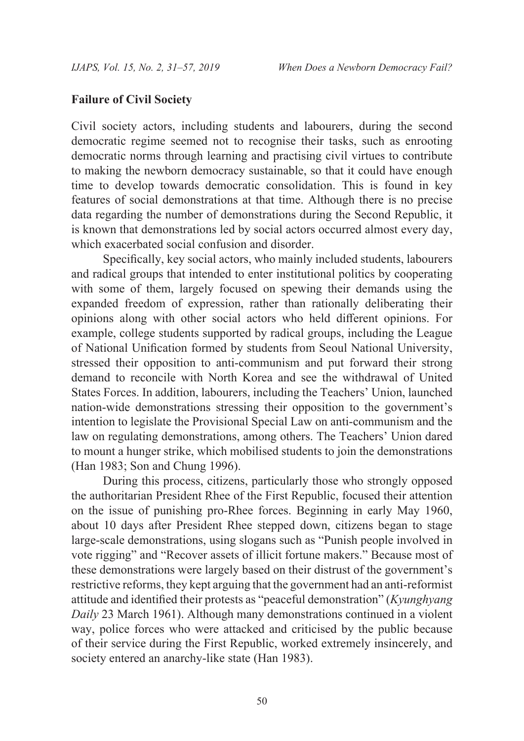**Failure of Civil Society**

Civil society actors, including students and labourers, during the second democratic regime seemed not to recognise their tasks, such as enrooting democratic norms through learning and practising civil virtues to contribute to making the newborn democracy sustainable, so that it could have enough time to develop towards democratic consolidation. This is found in key features of social demonstrations at that time. Although there is no precise data regarding the number of demonstrations during the Second Republic, it is known that demonstrations led by social actors occurred almost every day, which exacerbated social confusion and disorder.

Specifically, key social actors, who mainly included students, labourers and radical groups that intended to enter institutional politics by cooperating with some of them, largely focused on spewing their demands using the expanded freedom of expression, rather than rationally deliberating their opinions along with other social actors who held different opinions. For example, college students supported by radical groups, including the League of National Unification formed by students from Seoul National University, stressed their opposition to anti-communism and put forward their strong demand to reconcile with North Korea and see the withdrawal of United States Forces. In addition, labourers, including the Teachers' Union, launched nation-wide demonstrations stressing their opposition to the government's intention to legislate the Provisional Special Law on anti-communism and the law on regulating demonstrations, among others. The Teachers' Union dared to mount a hunger strike, which mobilised students to join the demonstrations (Han 1983; Son and Chung 1996).

During this process, citizens, particularly those who strongly opposed the authoritarian President Rhee of the First Republic, focused their attention on the issue of punishing pro-Rhee forces. Beginning in early May 1960, about 10 days after President Rhee stepped down, citizens began to stage large-scale demonstrations, using slogans such as "Punish people involved in vote rigging" and "Recover assets of illicit fortune makers." Because most of these demonstrations were largely based on their distrust of the government's restrictive reforms, they kept arguing that the government had an anti-reformist attitude and identified their protests as "peaceful demonstration" (*Kyunghyang Daily* 23 March 1961). Although many demonstrations continued in a violent way, police forces who were attacked and criticised by the public because of their service during the First Republic, worked extremely insincerely, and society entered an anarchy-like state (Han 1983).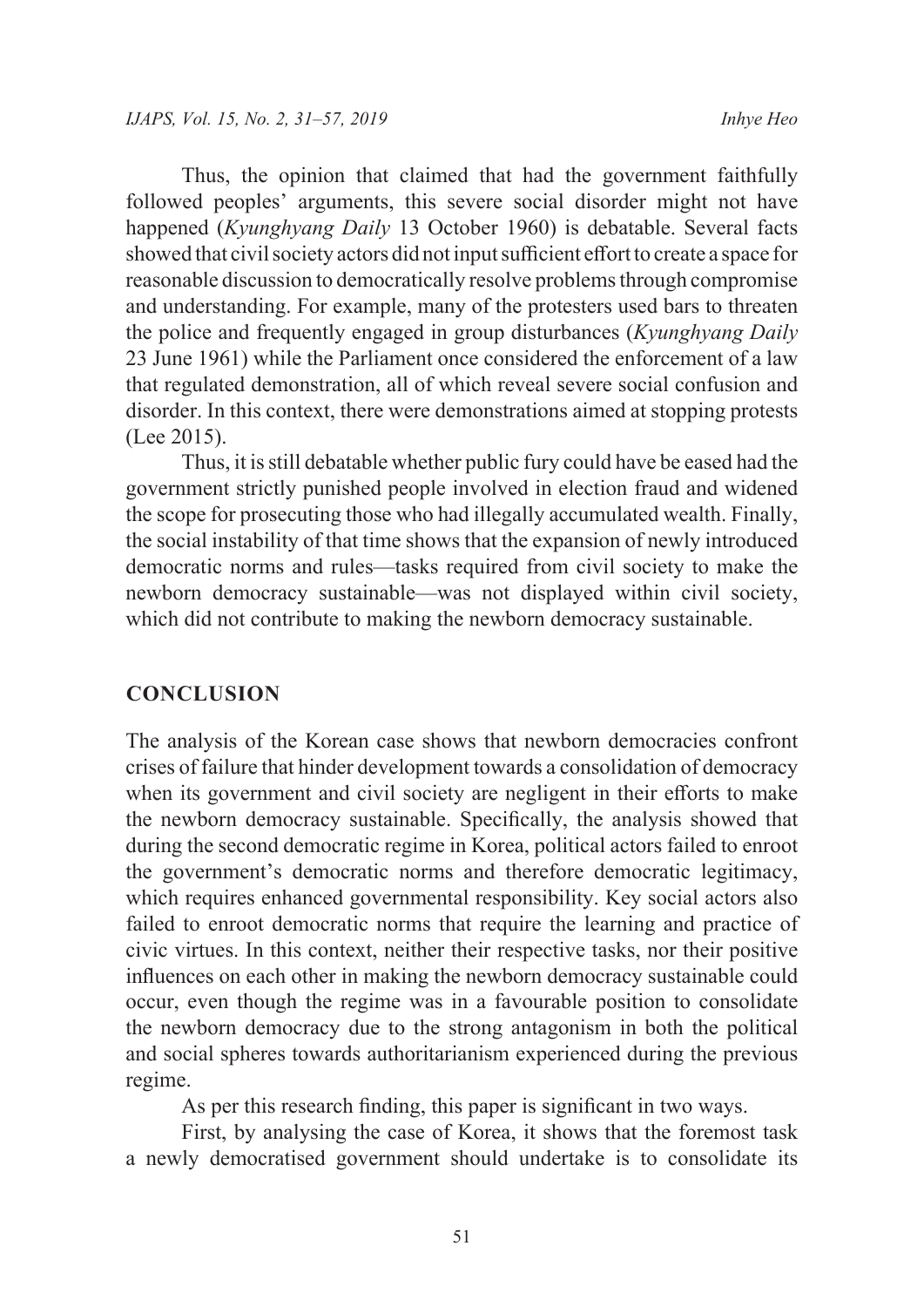Thus, the opinion that claimed that had the government faithfully followed peoples' arguments, this severe social disorder might not have happened (*Kyunghyang Daily* 13 October 1960) is debatable. Several facts showed that civil society actors did not input sufficient effort to create a space for reasonable discussion to democratically resolve problems through compromise and understanding. For example, many of the protesters used bars to threaten the police and frequently engaged in group disturbances (*Kyunghyang Daily* 23 June 1961) while the Parliament once considered the enforcement of a law that regulated demonstration, all of which reveal severe social confusion and disorder. In this context, there were demonstrations aimed at stopping protests (Lee 2015).

Thus, it is still debatable whether public fury could have be eased had the government strictly punished people involved in election fraud and widened the scope for prosecuting those who had illegally accumulated wealth. Finally, the social instability of that time shows that the expansion of newly introduced democratic norms and rules—tasks required from civil society to make the newborn democracy sustainable—was not displayed within civil society, which did not contribute to making the newborn democracy sustainable.

## CONCLUSION

The analysis of the Korean case shows that newborn democracies confront crises of failure that hinder development towards a consolidation of democracy when its government and civil society are negligent in their efforts to make the newborn democracy sustainable. Specifically, the analysis showed that during the second democratic regime in Korea, political actors failed to enroot the government's democratic norms and therefore democratic legitimacy, which requires enhanced governmental responsibility. Key social actors also failed to enroot democratic norms that require the learning and practice of civic virtues. In this context, neither their respective tasks, nor their positive influences on each other in making the newborn democracy sustainable could occur, even though the regime was in a favourable position to consolidate the newborn democracy due to the strong antagonism in both the political and social spheres towards authoritarianism experienced during the previous regime.

As per this research finding, this paper is significant in two ways.

First, by analysing the case of Korea, it shows that the foremost task a newly democratised government should undertake is to consolidate its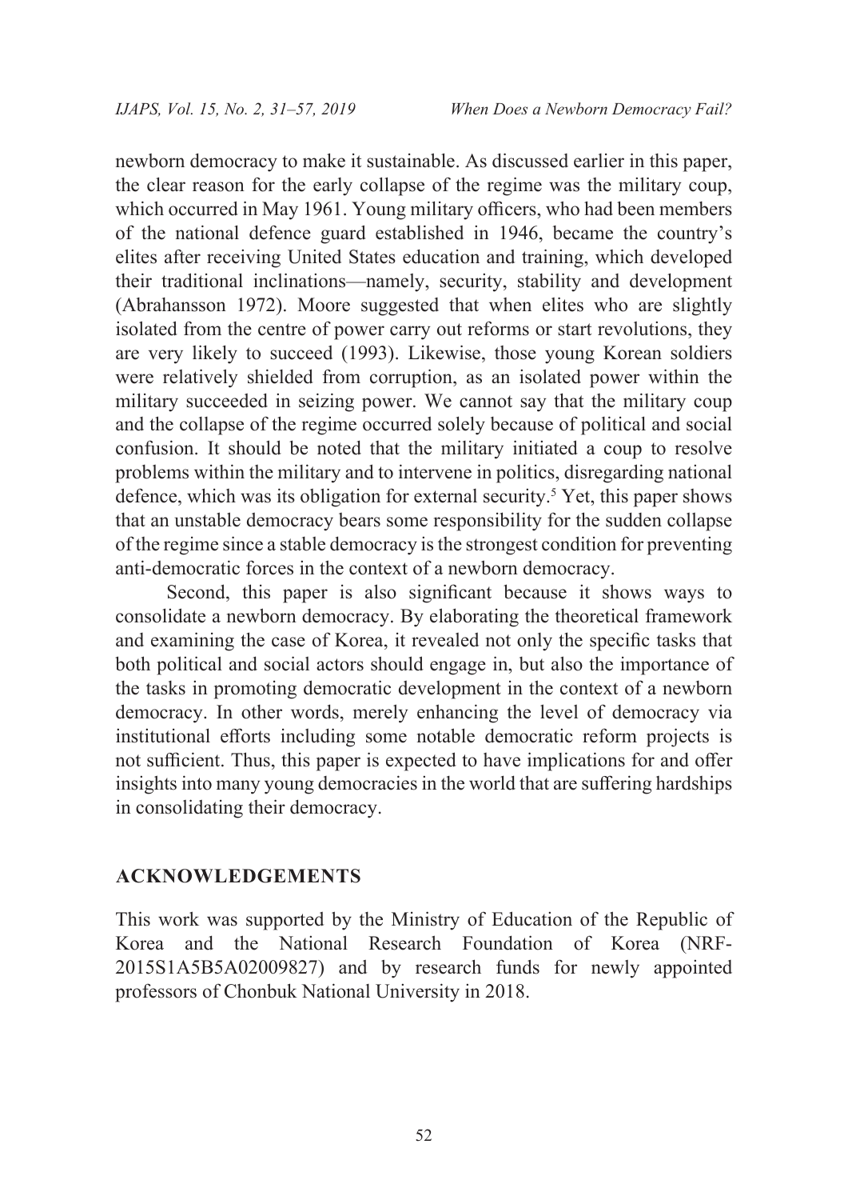newborn democracy to make it sustainable. As discussed earlier in this paper, the clear reason for the early collapse of the regime was the military coup, which occurred in May 1961. Young military officers, who had been members of the national defence guard established in 1946, became the country's elites after receiving United States education and training, which developed their traditional inclinations—namely, security, stability and development (Abrahansson 1972). Moore suggested that when elites who are slightly isolated from the centre of power carry out reforms or start revolutions, they are very likely to succeed (1993). Likewise, those young Korean soldiers were relatively shielded from corruption, as an isolated power within the military succeeded in seizing power. We cannot say that the military coup and the collapse of the regime occurred solely because of political and social confusion. It should be noted that the military initiated a coup to resolve problems within the military and to intervene in politics, disregarding national defence, which was its obligation for external security.[5] Yet, this paper shows that an unstable democracy bears some responsibility for the sudden collapse of the regime since a stable democracy is the strongest condition for preventing anti-democratic forces in the context of a newborn democracy.

Second, this paper is also significant because it shows ways to consolidate a newborn democracy. By elaborating the theoretical framework and examining the case of Korea, it revealed not only the specific tasks that both political and social actors should engage in, but also the importance of the tasks in promoting democratic development in the context of a newborn democracy. In other words, merely enhancing the level of democracy via institutional efforts including some notable democratic reform projects is not sufficient. Thus, this paper is expected to have implications for and offer insights into many young democracies in the world that are suffering hardships in consolidating their democracy.

## ACKNOWLEDGEMENTS

This work was supported by the Ministry of Education of the Republic of Korea and the National Research Foundation of Korea (NRF-2015S1A5B5A02009827) and by research funds for newly appointed professors of Chonbuk National University in 2018.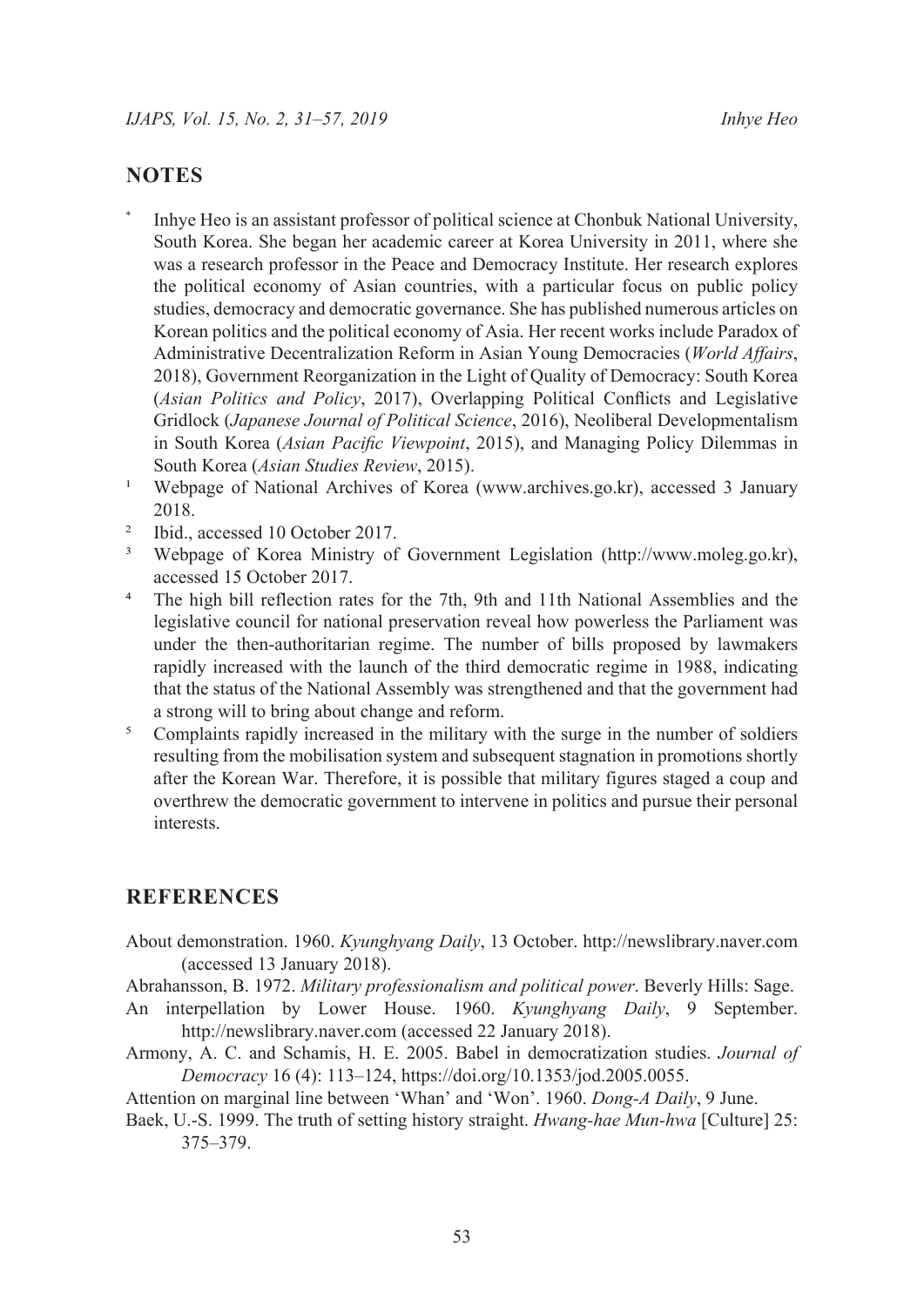## NOTES

[*] Inhye Heo is an assistant professor of political science at Chonbuk National University, South Korea. She began her academic career at Korea University in 2011, where she was a research professor in the Peace and Democracy Institute. Her research explores the political economy of Asian countries, with a particular focus on public policy studies, democracy and democratic governance. She has published numerous articles on Korean politics and the political economy of Asia. Her recent works include Paradox of Administrative Decentralization Reform in Asian Young Democracies (*World Affairs*, 2018), Government Reorganization in the Light of Quality of Democracy: South Korea (*Asian Politics and Policy*, 2017), Overlapping Political Conflicts and Legislative Gridlock (*Japanese Journal of Political Science*, 2016), Neoliberal Developmentalism in South Korea (*Asian Pacific Viewpoint*, 2015), and Managing Policy Dilemmas in South Korea (*Asian Studies Review*, 2015).

[1] Webpage of National Archives of Korea (www.archives.go.kr), accessed 3 January 2018.

[2] Ibid., accessed 10 October 2017.

[3] Webpage of Korea Ministry of Government Legislation (http://www.moleg.go.kr), accessed 15 October 2017.

[4] The high bill reflection rates for the 7th, 9th and 11th National Assemblies and the legislative council for national preservation reveal how powerless the Parliament was under the then-authoritarian regime. The number of bills proposed by lawmakers rapidly increased with the launch of the third democratic regime in 1988, indicating that the status of the National Assembly was strengthened and that the government had a strong will to bring about change and reform.

[5] Complaints rapidly increased in the military with the surge in the number of soldiers resulting from the mobilisation system and subsequent stagnation in promotions shortly after the Korean War. Therefore, it is possible that military figures staged a coup and overthrew the democratic government to intervene in politics and pursue their personal interests.

## REFERENCES

About demonstration. 1960. *Kyunghyang Daily*, 13 October. http://newslibrary.naver.com (accessed 13 January 2018).

Abrahansson, B. 1972. *Military professionalism and political power*. Beverly Hills: Sage.

An interpellation by Lower House. 1960. *Kyunghyang Daily*, 9 September. http://newslibrary.naver.com (accessed 22 January 2018).

Armony, A. C. and Schamis, H. E. 2005. Babel in democratization studies. *Journal of Democracy* 16 (4): 113–124, https://doi.org/10.1353/jod.2005.0055.

Attention on marginal line between 'Whan' and 'Won'. 1960. *Dong-A Daily*, 9 June.

Baek, U.-S. 1999. The truth of setting history straight. *Hwang-hae Mun-hwa* [Culture] 25: 375–379.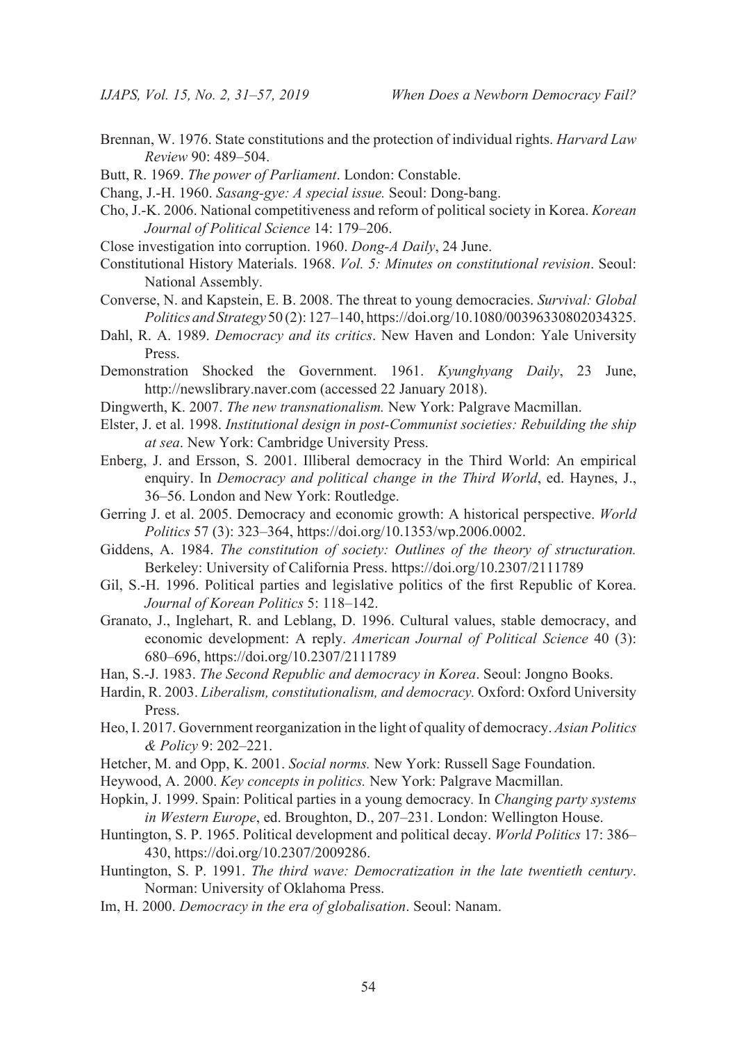Brennan, W. 1976. State constitutions and the protection of individual rights. *Harvard Law Review* 90: 489–504.

Butt, R. 1969. *The power of Parliament*. London: Constable.

Chang, J.-H. 1960. *Sasang-gye: A special issue.* Seoul: Dong-bang.

Cho, J.-K. 2006. National competitiveness and reform of political society in Korea. *Korean Journal of Political Science* 14: 179–206.

Close investigation into corruption. 1960. *Dong-A Daily*, 24 June.

Constitutional History Materials. 1968. *Vol. 5: Minutes on constitutional revision*. Seoul: National Assembly.

Converse, N. and Kapstein, E. B. 2008. The threat to young democracies. *Survival: Global Politics and Strategy* 50 (2): 127–140, https://doi.org/10.1080/00396330802034325.

Dahl, R. A. 1989. *Democracy and its critics*. New Haven and London: Yale University Press.

Demonstration Shocked the Government. 1961. *Kyunghyang Daily*, 23 June, http://newslibrary.naver.com (accessed 22 January 2018).

Dingwerth, K. 2007. *The new transnationalism.* New York: Palgrave Macmillan.

Elster, J. et al. 1998. *Institutional design in post-Communist societies: Rebuilding the ship at sea*. New York: Cambridge University Press.

Enberg, J. and Ersson, S. 2001. Illiberal democracy in the Third World: An empirical enquiry. In *Democracy and political change in the Third World*, ed. Haynes, J., 36–56. London and New York: Routledge.

Gerring J. et al. 2005. Democracy and economic growth: A historical perspective. *World Politics* 57 (3): 323–364, https://doi.org/10.1353/wp.2006.0002.

Giddens, A. 1984. *The constitution of society: Outlines of the theory of structuration.* Berkeley: University of California Press. https://doi.org/10.2307/2111789

Gil, S.-H. 1996. Political parties and legislative politics of the first Republic of Korea. *Journal of Korean Politics* 5: 118–142.

Granato, J., Inglehart, R. and Leblang, D. 1996. Cultural values, stable democracy, and economic development: A reply. *American Journal of Political Science* 40 (3): 680–696, https://doi.org/10.2307/2111789

Han, S.-J. 1983. *The Second Republic and democracy in Korea*. Seoul: Jongno Books.

Hardin, R. 2003. *Liberalism, constitutionalism, and democracy.* Oxford: Oxford University Press.

Heo, I. 2017. Government reorganization in the light of quality of democracy. *Asian Politics & Policy* 9: 202–221.

Hetcher, M. and Opp, K. 2001. *Social norms.* New York: Russell Sage Foundation.

Heywood, A. 2000. *Key concepts in politics.* New York: Palgrave Macmillan.

Hopkin, J. 1999. Spain: Political parties in a young democracy*.* In *Changing party systems in Western Europe*, ed. Broughton, D., 207–231. London: Wellington House.

Huntington, S. P. 1965. Political development and political decay. *World Politics* 17: 386–430, https://doi.org/10.2307/2009286.

Huntington, S. P. 1991. *The third wave: Democratization in the late twentieth century*. Norman: University of Oklahoma Press.

Im, H. 2000. *Democracy in the era of globalisation*. Seoul: Nanam.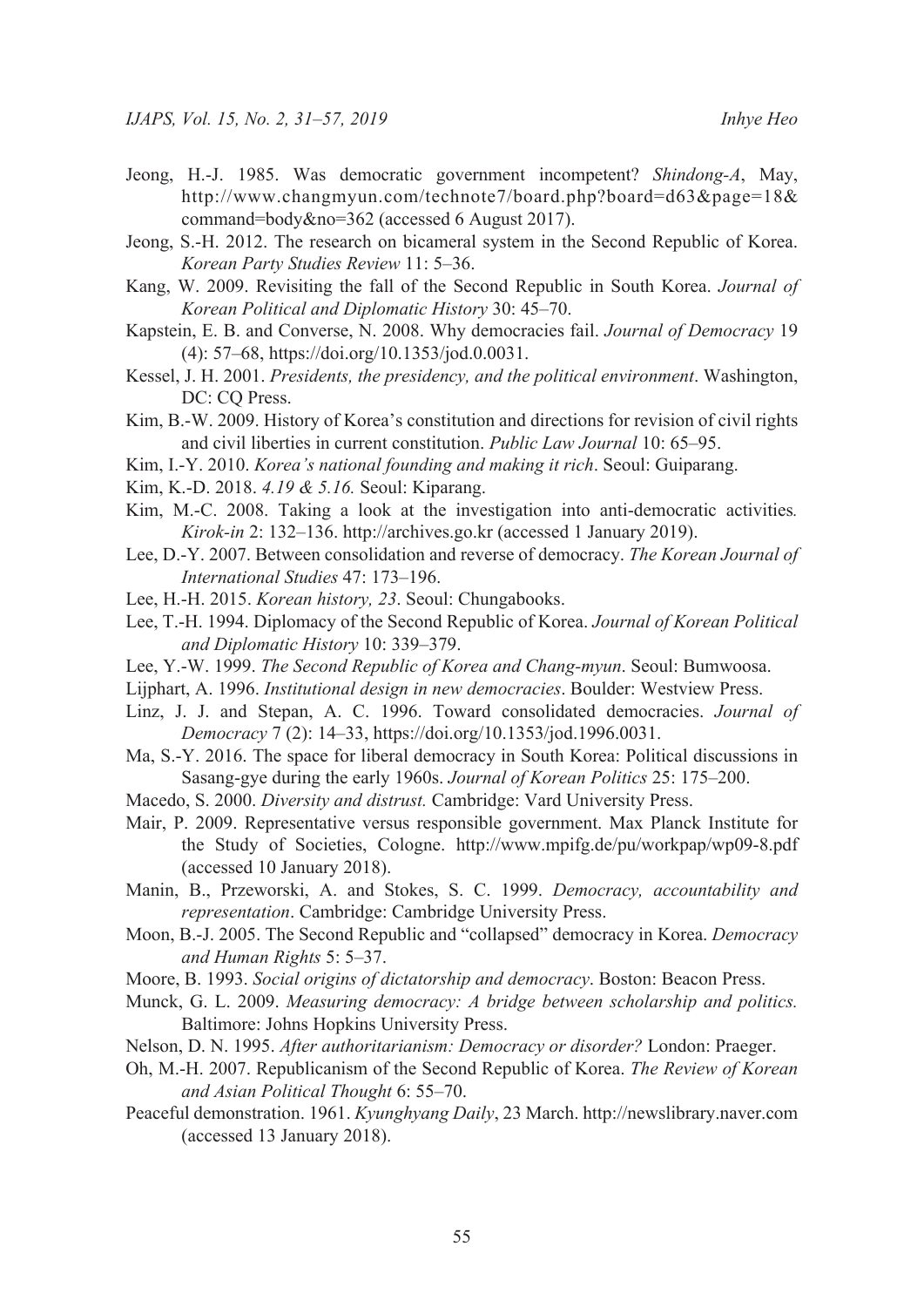Jeong, H.-J. 1985. Was democratic government incompetent? *Shindong-A*, May, http://www.changmyun.com/technote7/board.php?board=d63&page=18&command=body&no=362 (accessed 6 August 2017).

Jeong, S.-H. 2012. The research on bicameral system in the Second Republic of Korea. *Korean Party Studies Review* 11: 5–36.

Kang, W. 2009. Revisiting the fall of the Second Republic in South Korea. *Journal of Korean Political and Diplomatic History* 30: 45–70.

Kapstein, E. B. and Converse, N. 2008. Why democracies fail. *Journal of Democracy* 19 (4): 57–68, https://doi.org/10.1353/jod.0.0031.

Kessel, J. H. 2001. *Presidents, the presidency, and the political environment*. Washington, DC: CQ Press.

Kim, B.-W. 2009. History of Korea's constitution and directions for revision of civil rights and civil liberties in current constitution. *Public Law Journal* 10: 65–95.

Kim, I.-Y. 2010. *Korea's national founding and making it rich*. Seoul: Guiparang.

Kim, K.-D. 2018. *4.19 & 5.16.* Seoul: Kiparang.

Kim, M.-C. 2008. Taking a look at the investigation into anti-democratic activities*. Kirok-in* 2: 132–136. http://archives.go.kr (accessed 1 January 2019).

Lee, D.-Y. 2007. Between consolidation and reverse of democracy. *The Korean Journal of International Studies* 47: 173–196.

Lee, H.-H. 2015. *Korean history, 23*. Seoul: Chungabooks.

Lee, T.-H. 1994. Diplomacy of the Second Republic of Korea. *Journal of Korean Political and Diplomatic History* 10: 339–379.

Lee, Y.-W. 1999. *The Second Republic of Korea and Chang-myun*. Seoul: Bumwoosa.

Lijphart, A. 1996. *Institutional design in new democracies*. Boulder: Westview Press.

Linz, J. J. and Stepan, A. C. 1996. Toward consolidated democracies. *Journal of Democracy* 7 (2): 14–33, https://doi.org/10.1353/jod.1996.0031.

Ma, S.-Y. 2016. The space for liberal democracy in South Korea: Political discussions in Sasang-gye during the early 1960s. *Journal of Korean Politics* 25: 175–200.

Macedo, S. 2000. *Diversity and distrust.* Cambridge: Vard University Press.

Mair, P. 2009. Representative versus responsible government. Max Planck Institute for the Study of Societies, Cologne. http://www.mpifg.de/pu/workpap/wp09-8.pdf (accessed 10 January 2018).

Manin, B., Przeworski, A. and Stokes, S. C. 1999. *Democracy, accountability and representation*. Cambridge: Cambridge University Press.

Moon, B.-J. 2005. The Second Republic and "collapsed" democracy in Korea. *Democracy and Human Rights* 5: 5–37.

Moore, B. 1993. *Social origins of dictatorship and democracy*. Boston: Beacon Press.

Munck, G. L. 2009. *Measuring democracy: A bridge between scholarship and politics.* Baltimore: Johns Hopkins University Press.

Nelson, D. N. 1995. *After authoritarianism: Democracy or disorder?* London: Praeger.

Oh, M.-H. 2007. Republicanism of the Second Republic of Korea. *The Review of Korean and Asian Political Thought* 6: 55–70.

Peaceful demonstration. 1961. *Kyunghyang Daily*, 23 March. http://newslibrary.naver.com (accessed 13 January 2018).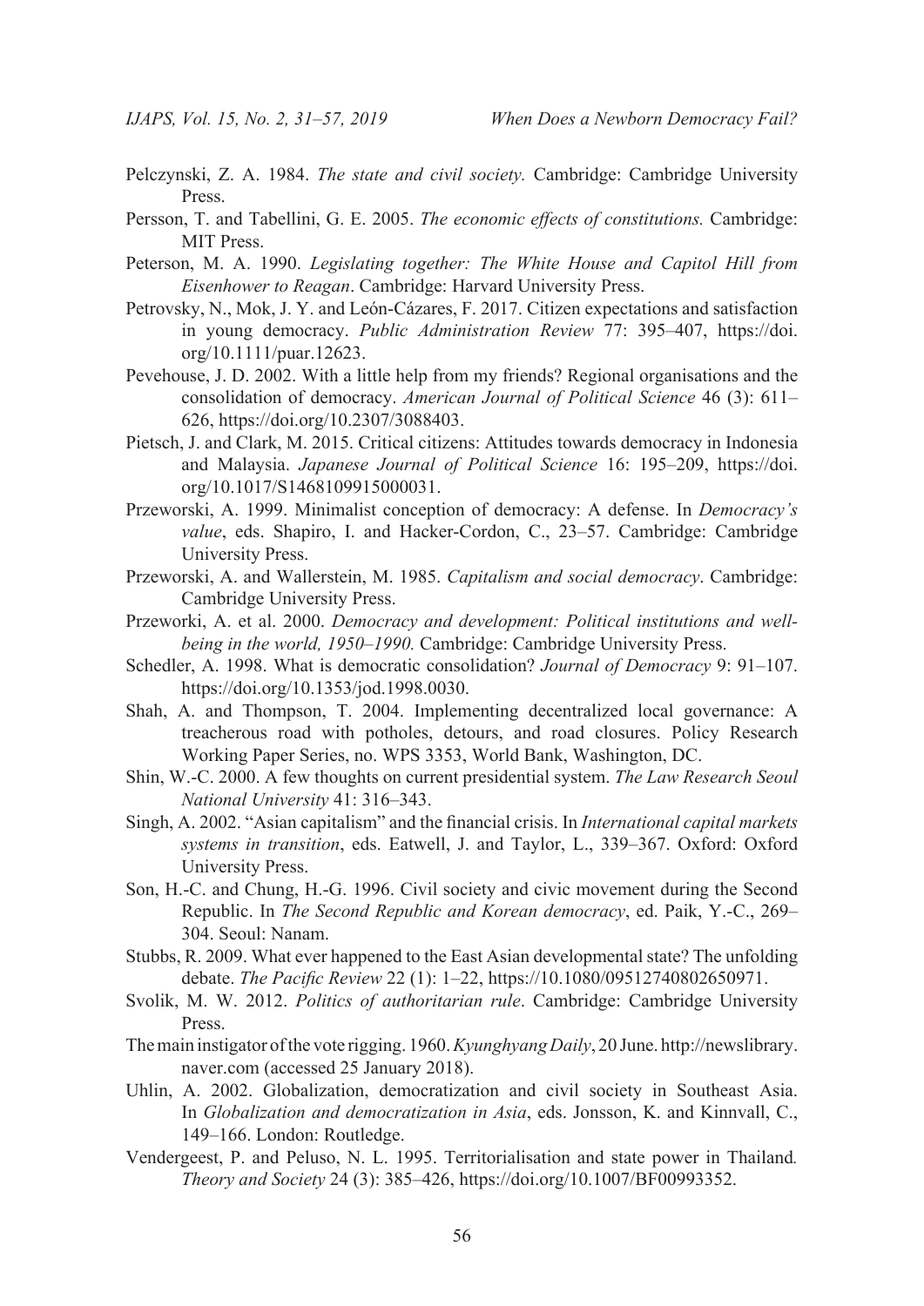Pelczynski, Z. A. 1984. *The state and civil society.* Cambridge: Cambridge University Press.

Persson, T. and Tabellini, G. E. 2005. *The economic effects of constitutions.* Cambridge: MIT Press.

Peterson, M. A. 1990. *Legislating together: The White House and Capitol Hill from Eisenhower to Reagan*. Cambridge: Harvard University Press.

Petrovsky, N., Mok, J. Y. and León-Cázares, F. 2017. Citizen expectations and satisfaction in young democracy. *Public Administration Review* 77: 395–407, https://doi.org/10.1111/puar.12623.

Pevehouse, J. D. 2002. With a little help from my friends? Regional organisations and the consolidation of democracy. *American Journal of Political Science* 46 (3): 611–626, https://doi.org/10.2307/3088403.

Pietsch, J. and Clark, M. 2015. Critical citizens: Attitudes towards democracy in Indonesia and Malaysia. *Japanese Journal of Political Science* 16: 195–209, https://doi.org/10.1017/S1468109915000031.

Przeworski, A. 1999. Minimalist conception of democracy: A defense. In *Democracy's value*, eds. Shapiro, I. and Hacker-Cordon, C., 23–57. Cambridge: Cambridge University Press.

Przeworski, A. and Wallerstein, M. 1985. *Capitalism and social democracy*. Cambridge: Cambridge University Press.

Przeworki, A. et al. 2000. *Democracy and development: Political institutions and well-being in the world, 1950–1990.* Cambridge: Cambridge University Press.

Schedler, A. 1998. What is democratic consolidation? *Journal of Democracy* 9: 91–107. https://doi.org/10.1353/jod.1998.0030.

Shah, A. and Thompson, T. 2004. Implementing decentralized local governance: A treacherous road with potholes, detours, and road closures. Policy Research Working Paper Series, no. WPS 3353, World Bank, Washington, DC.

Shin, W.-C. 2000. A few thoughts on current presidential system. *The Law Research Seoul National University* 41: 316–343.

Singh, A. 2002. "Asian capitalism" and the financial crisis. In *International capital markets systems in transition*, eds. Eatwell, J. and Taylor, L., 339–367. Oxford: Oxford University Press.

Son, H.-C. and Chung, H.-G. 1996. Civil society and civic movement during the Second Republic. In *The Second Republic and Korean democracy*, ed. Paik, Y.-C., 269–304. Seoul: Nanam.

Stubbs, R. 2009. What ever happened to the East Asian developmental state? The unfolding debate. *The Pacific Review* 22 (1): 1–22, https://10.1080/09512740802650971.

Svolik, M. W. 2012. *Politics of authoritarian rule*. Cambridge: Cambridge University Press.

The main instigator of the vote rigging. 1960. *Kyunghyang Daily*, 20 June. http://newslibrary.naver.com (accessed 25 January 2018).

Uhlin, A. 2002. Globalization, democratization and civil society in Southeast Asia. In *Globalization and democratization in Asia*, eds. Jonsson, K. and Kinnvall, C., 149–166. London: Routledge.

Vendergeest, P. and Peluso, N. L. 1995. Territorialisation and state power in Thailand*. Theory and Society* 24 (3): 385–426, https://doi.org/10.1007/BF00993352.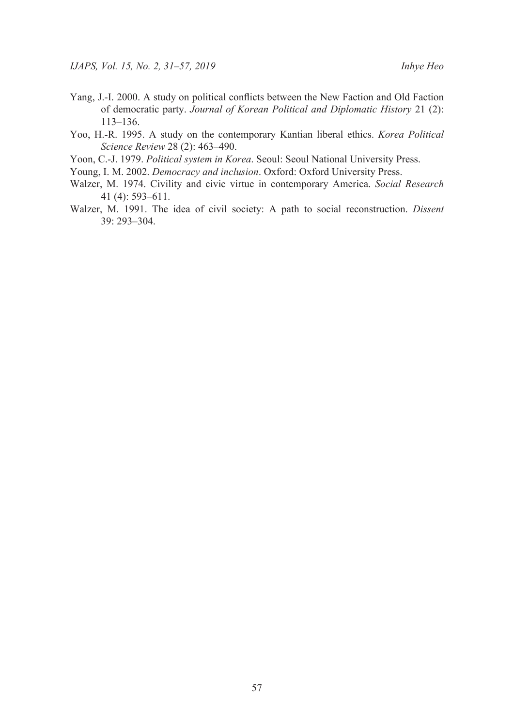Yang, J.-I. 2000. A study on political conflicts between the New Faction and Old Faction of democratic party. *Journal of Korean Political and Diplomatic History* 21 (2): 113–136.

Yoo, H.-R. 1995. A study on the contemporary Kantian liberal ethics. *Korea Political Science Review* 28 (2): 463–490.

Yoon, C.-J. 1979. *Political system in Korea*. Seoul: Seoul National University Press.

Young, I. M. 2002. *Democracy and inclusion*. Oxford: Oxford University Press.

Walzer, M. 1974. Civility and civic virtue in contemporary America. *Social Research* 41 (4): 593–611.

Walzer, M. 1991. The idea of civil society: A path to social reconstruction. *Dissent* 39: 293–304.